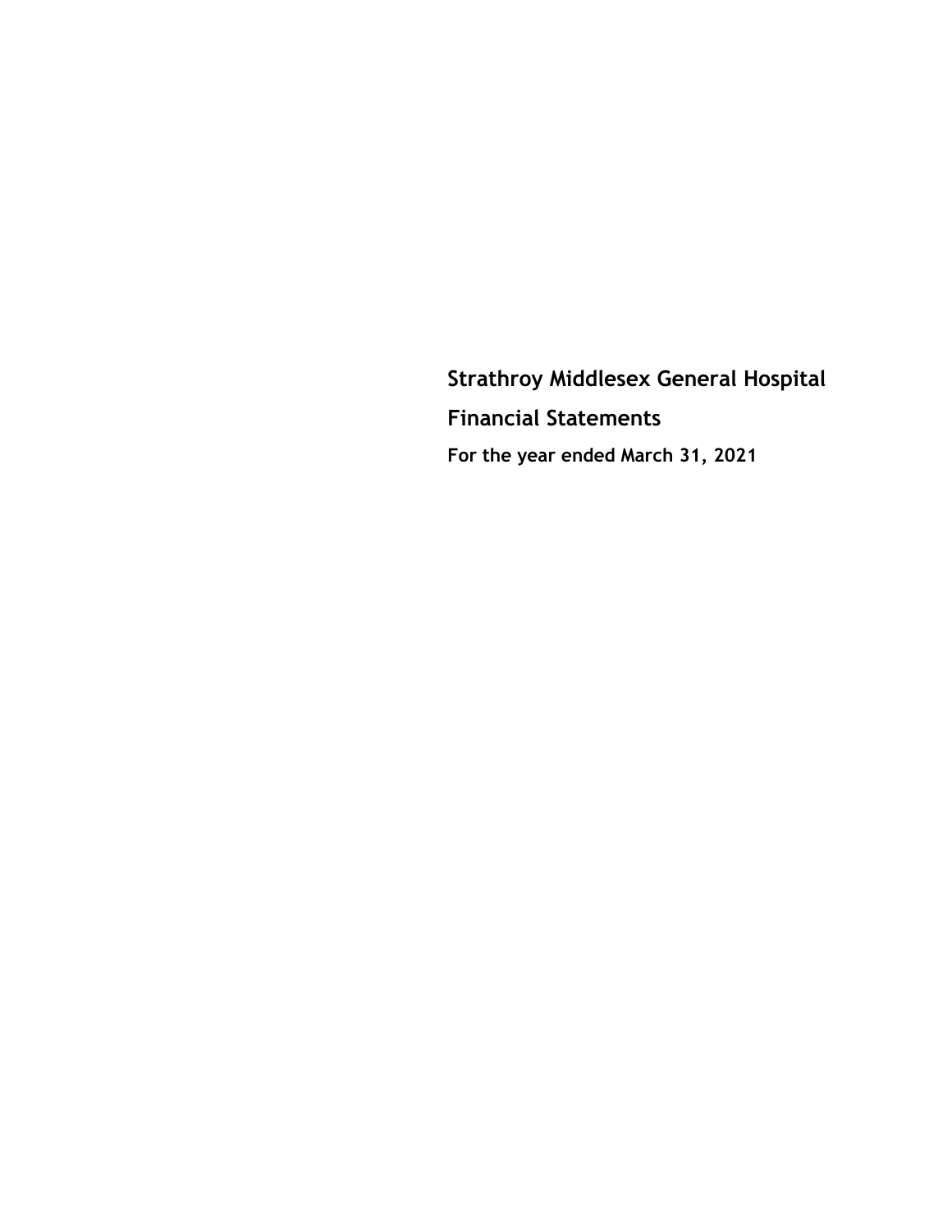# Strathroy Middlesex General Hospital

## Financial Statements

**For the year ended March 31, 2021**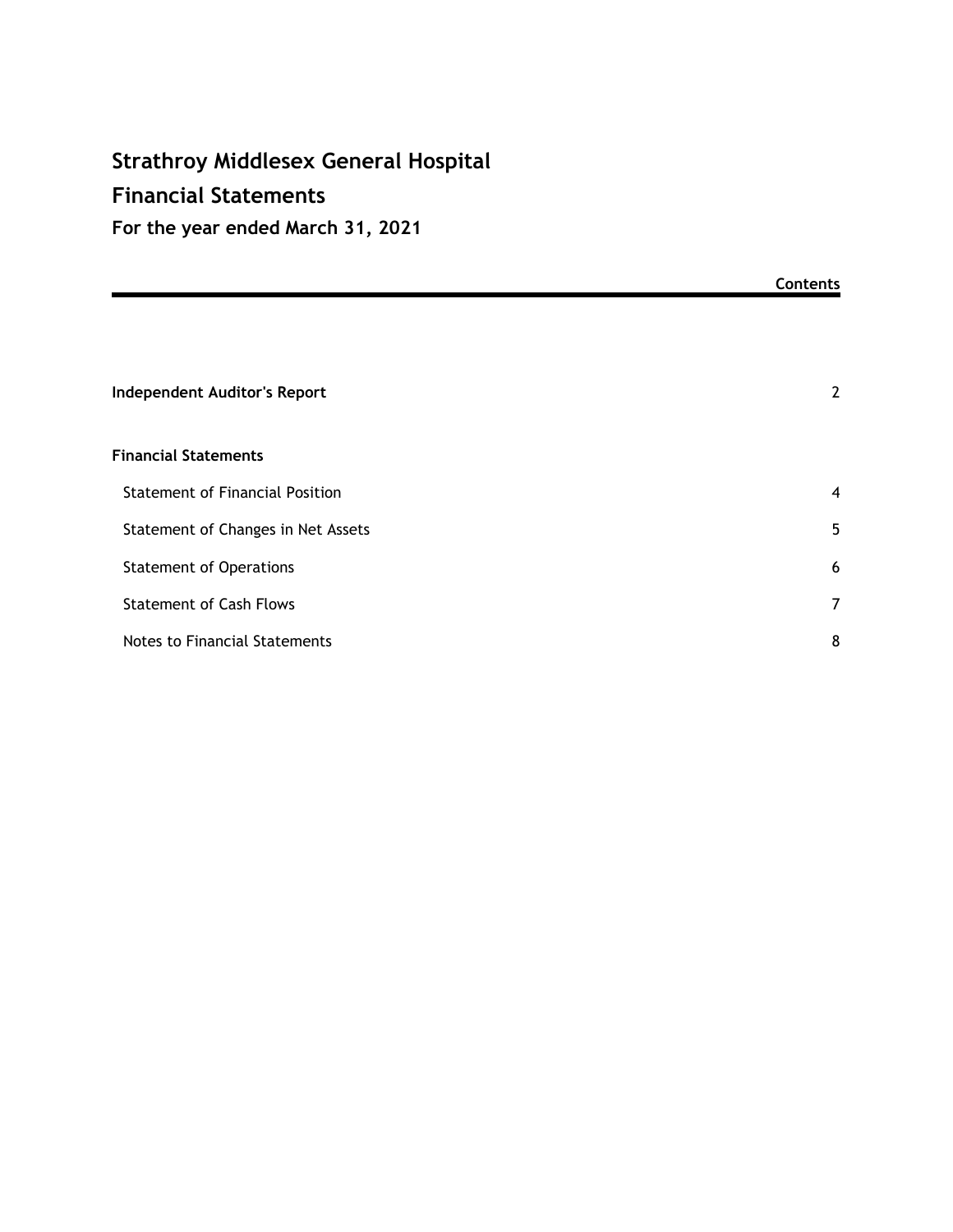# Strathroy Middlesex General Hospital

# Financial Statements

### For the year ended March 31, 2021

**Contents**

| | |
|---|---|
| **Independent Auditor's Report** | 2 |
| **Financial Statements** | |
| Statement of Financial Position | 4 |
| Statement of Changes in Net Assets | 5 |
| Statement of Operations | 6 |
| Statement of Cash Flows | 7 |
| Notes to Financial Statements | 8 |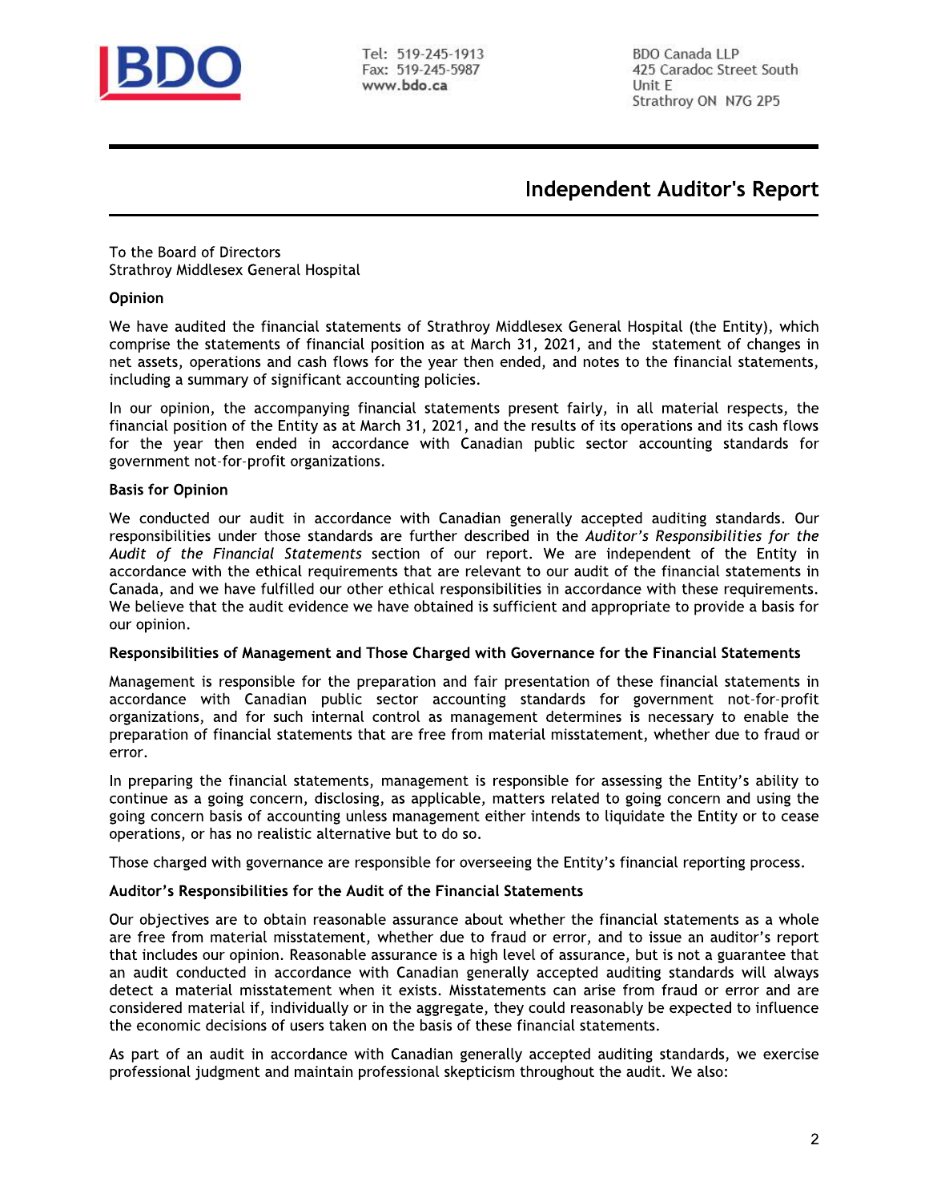BDO

Tel: 519-245-1913
Fax: 519-245-5987
www.bdo.ca

BDO Canada LLP
425 Caradoc Street South
Unit E
Strathroy ON N7G 2P5

# Independent Auditor's Report

To the Board of Directors
Strathroy Middlesex General Hospital

**Opinion**

We have audited the financial statements of Strathroy Middlesex General Hospital (the Entity), which comprise the statements of financial position as at March 31, 2021, and the statement of changes in net assets, operations and cash flows for the year then ended, and notes to the financial statements, including a summary of significant accounting policies.

In our opinion, the accompanying financial statements present fairly, in all material respects, the financial position of the Entity as at March 31, 2021, and the results of its operations and its cash flows for the year then ended in accordance with Canadian public sector accounting standards for government not-for-profit organizations.

**Basis for Opinion**

We conducted our audit in accordance with Canadian generally accepted auditing standards. Our responsibilities under those standards are further described in the *Auditor's Responsibilities for the Audit of the Financial Statements* section of our report. We are independent of the Entity in accordance with the ethical requirements that are relevant to our audit of the financial statements in Canada, and we have fulfilled our other ethical responsibilities in accordance with these requirements. We believe that the audit evidence we have obtained is sufficient and appropriate to provide a basis for our opinion.

**Responsibilities of Management and Those Charged with Governance for the Financial Statements**

Management is responsible for the preparation and fair presentation of these financial statements in accordance with Canadian public sector accounting standards for government not-for-profit organizations, and for such internal control as management determines is necessary to enable the preparation of financial statements that are free from material misstatement, whether due to fraud or error.

In preparing the financial statements, management is responsible for assessing the Entity's ability to continue as a going concern, disclosing, as applicable, matters related to going concern and using the going concern basis of accounting unless management either intends to liquidate the Entity or to cease operations, or has no realistic alternative but to do so.

Those charged with governance are responsible for overseeing the Entity's financial reporting process.

**Auditor's Responsibilities for the Audit of the Financial Statements**

Our objectives are to obtain reasonable assurance about whether the financial statements as a whole are free from material misstatement, whether due to fraud or error, and to issue an auditor's report that includes our opinion. Reasonable assurance is a high level of assurance, but is not a guarantee that an audit conducted in accordance with Canadian generally accepted auditing standards will always detect a material misstatement when it exists. Misstatements can arise from fraud or error and are considered material if, individually or in the aggregate, they could reasonably be expected to influence the economic decisions of users taken on the basis of these financial statements.

As part of an audit in accordance with Canadian generally accepted auditing standards, we exercise professional judgment and maintain professional skepticism throughout the audit. We also: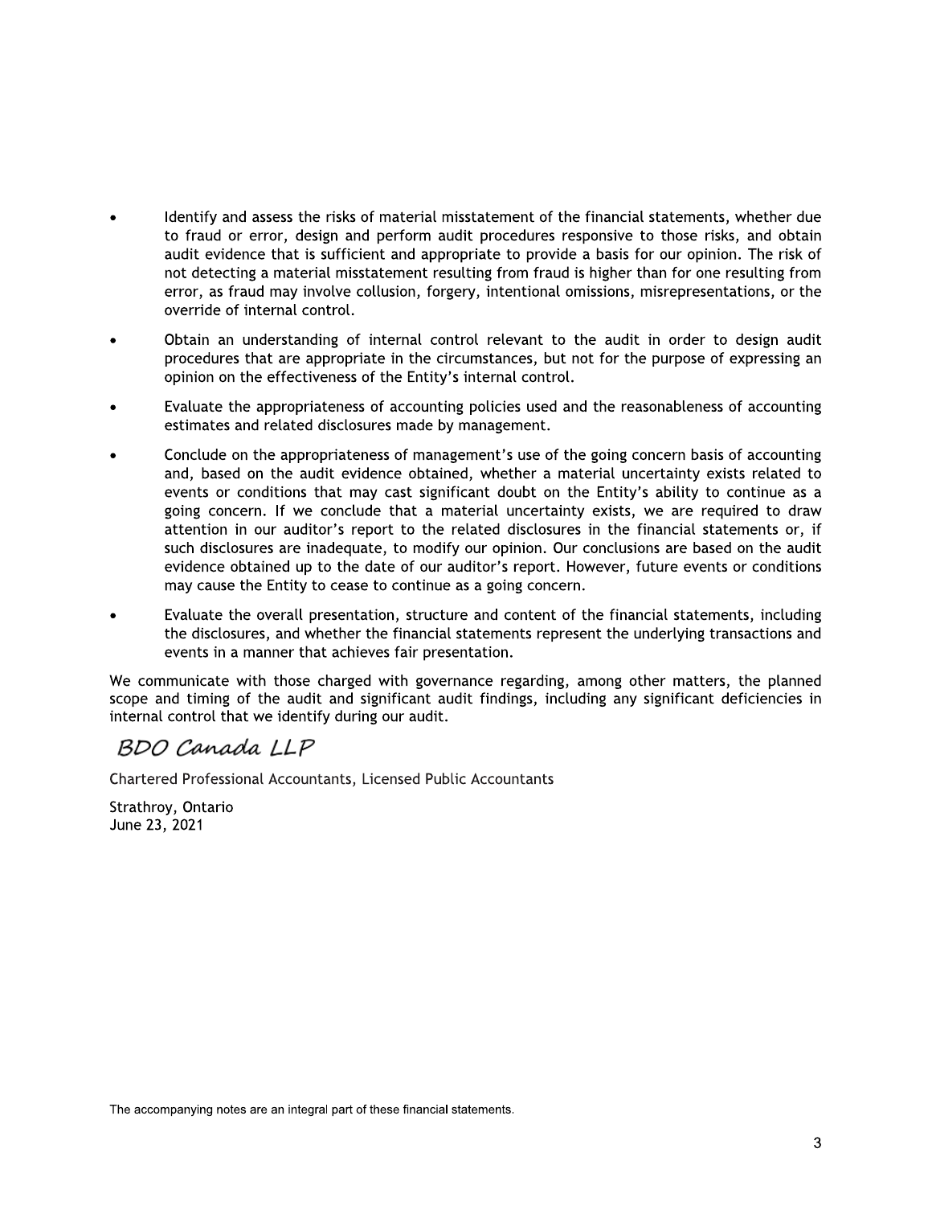- Identify and assess the risks of material misstatement of the financial statements, whether due to fraud or error, design and perform audit procedures responsive to those risks, and obtain audit evidence that is sufficient and appropriate to provide a basis for our opinion. The risk of not detecting a material misstatement resulting from fraud is higher than for one resulting from error, as fraud may involve collusion, forgery, intentional omissions, misrepresentations, or the override of internal control.
- Obtain an understanding of internal control relevant to the audit in order to design audit procedures that are appropriate in the circumstances, but not for the purpose of expressing an opinion on the effectiveness of the Entity's internal control.
- Evaluate the appropriateness of accounting policies used and the reasonableness of accounting estimates and related disclosures made by management.
- Conclude on the appropriateness of management's use of the going concern basis of accounting and, based on the audit evidence obtained, whether a material uncertainty exists related to events or conditions that may cast significant doubt on the Entity's ability to continue as a going concern. If we conclude that a material uncertainty exists, we are required to draw attention in our auditor's report to the related disclosures in the financial statements or, if such disclosures are inadequate, to modify our opinion. Our conclusions are based on the audit evidence obtained up to the date of our auditor's report. However, future events or conditions may cause the Entity to cease to continue as a going concern.
- Evaluate the overall presentation, structure and content of the financial statements, including the disclosures, and whether the financial statements represent the underlying transactions and events in a manner that achieves fair presentation.

We communicate with those charged with governance regarding, among other matters, the planned scope and timing of the audit and significant audit findings, including any significant deficiencies in internal control that we identify during our audit.

*BDO Canada LLP*

Chartered Professional Accountants, Licensed Public Accountants

Strathroy, Ontario
June 23, 2021

The accompanying notes are an integral part of these financial statements.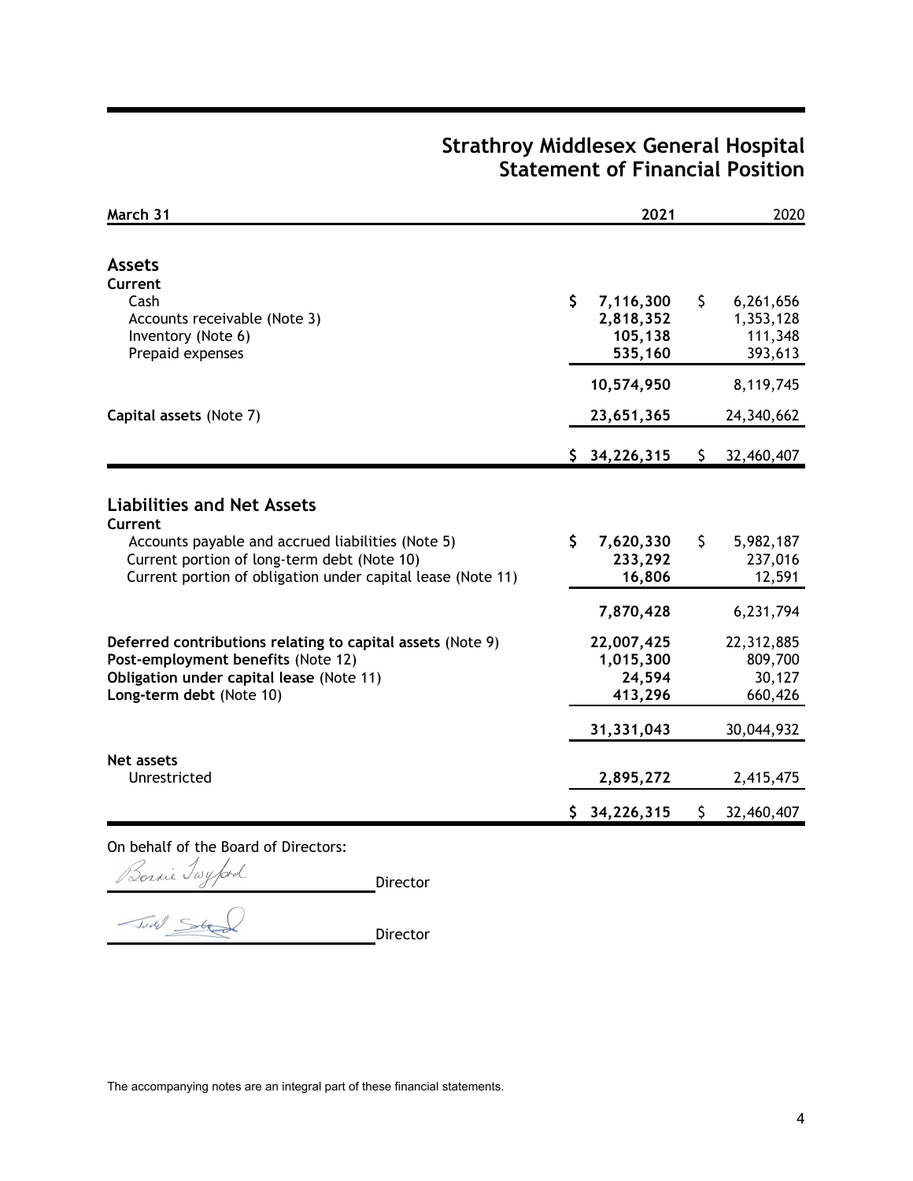# Strathroy Middlesex General Hospital
## Statement of Financial Position

| March 31 | 2021 | 2020 |
|---|---|---|
| **Assets** | | |
| **Current** | | |
| Cash | $ 7,116,300 | $ 6,261,656 |
| Accounts receivable (Note 3) | 2,818,352 | 1,353,128 |
| Inventory (Note 6) | 105,138 | 111,348 |
| Prepaid expenses | 535,160 | 393,613 |
| | 10,574,950 | 8,119,745 |
| **Capital assets** (Note 7) | 23,651,365 | 24,340,662 |
| | $ 34,226,315 | $ 32,460,407 |
| **Liabilities and Net Assets** | | |
| **Current** | | |
| Accounts payable and accrued liabilities (Note 5) | $ 7,620,330 | $ 5,982,187 |
| Current portion of long-term debt (Note 10) | 233,292 | 237,016 |
| Current portion of obligation under capital lease (Note 11) | 16,806 | 12,591 |
| | 7,870,428 | 6,231,794 |
| **Deferred contributions relating to capital assets** (Note 9) | 22,007,425 | 22,312,885 |
| **Post-employment benefits** (Note 12) | 1,015,300 | 809,700 |
| **Obligation under capital lease** (Note 11) | 24,594 | 30,127 |
| **Long-term debt** (Note 10) | 413,296 | 660,426 |
| | 31,331,043 | 30,044,932 |
| **Net assets** | | |
| Unrestricted | 2,895,272 | 2,415,475 |
| | $ 34,226,315 | $ 32,460,407 |

On behalf of the Board of Directors:

Bonnie Twyford Director

Director

The accompanying notes are an integral part of these financial statements.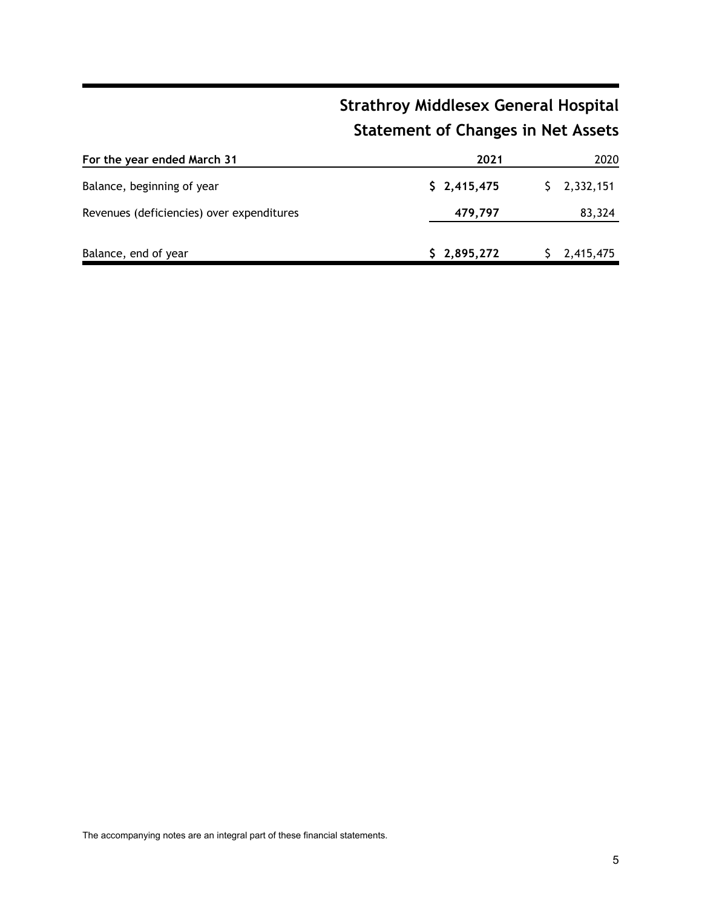# Strathroy Middlesex General Hospital

## Statement of Changes in Net Assets

| For the year ended March 31 | 2021 | 2020 |
|---|---|---|
| Balance, beginning of year | **$ 2,415,475** | $ 2,332,151 |
| Revenues (deficiencies) over expenditures | **479,797** | 83,324 |
| Balance, end of year | **$ 2,895,272** | $ 2,415,475 |

The accompanying notes are an integral part of these financial statements.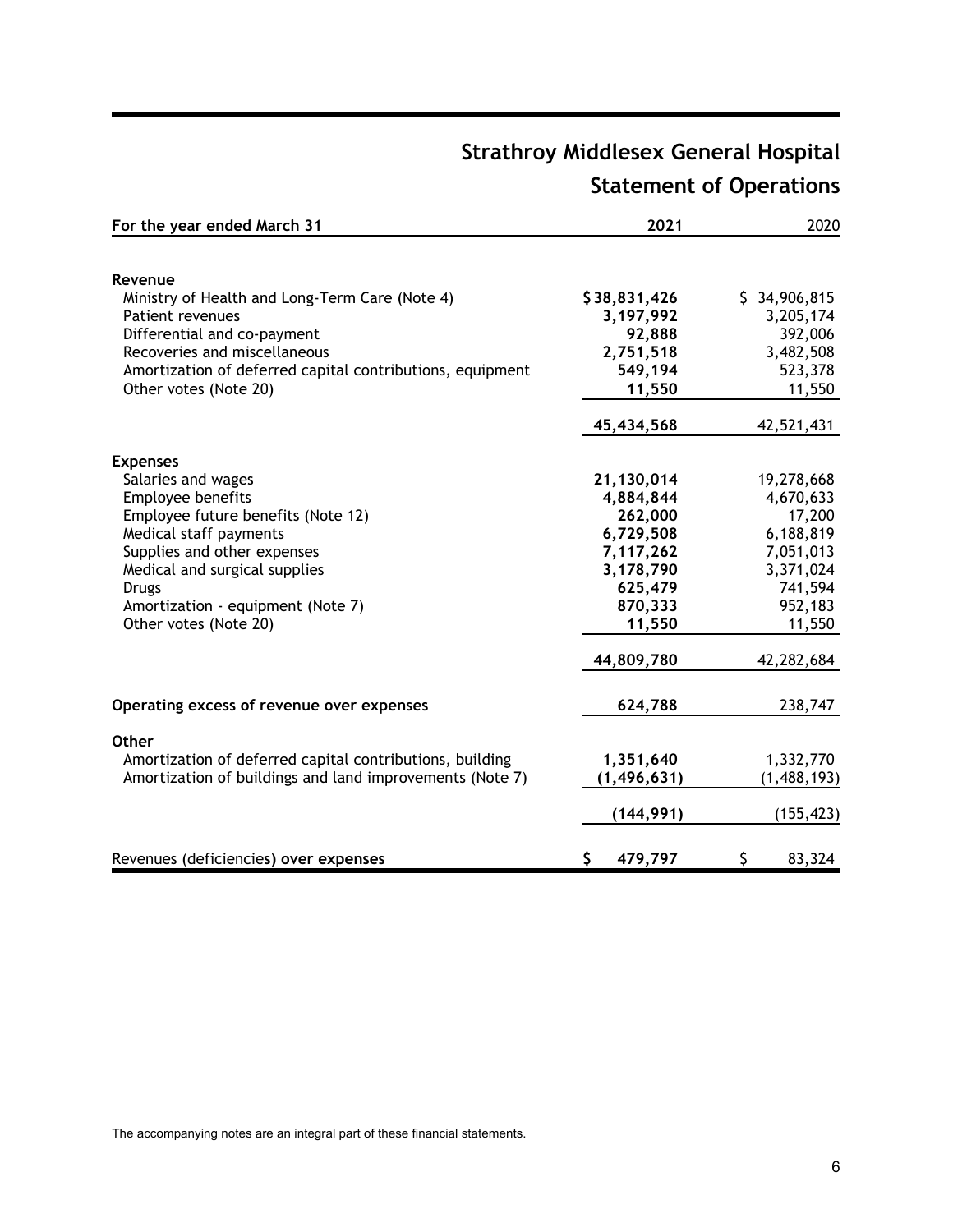# Strathroy Middlesex General Hospital

## Statement of Operations

| For the year ended March 31 | 2021 | 2020 |
|---|---|---|
| **Revenue** | | |
| Ministry of Health and Long-Term Care (Note 4) | **$38,831,426** | $ 34,906,815 |
| Patient revenues | **3,197,992** | 3,205,174 |
| Differential and co-payment | **92,888** | 392,006 |
| Recoveries and miscellaneous | **2,751,518** | 3,482,508 |
| Amortization of deferred capital contributions, equipment | **549,194** | 523,378 |
| Other votes (Note 20) | **11,550** | 11,550 |
| | **45,434,568** | 42,521,431 |
| **Expenses** | | |
| Salaries and wages | **21,130,014** | 19,278,668 |
| Employee benefits | **4,884,844** | 4,670,633 |
| Employee future benefits (Note 12) | **262,000** | 17,200 |
| Medical staff payments | **6,729,508** | 6,188,819 |
| Supplies and other expenses | **7,117,262** | 7,051,013 |
| Medical and surgical supplies | **3,178,790** | 3,371,024 |
| Drugs | **625,479** | 741,594 |
| Amortization - equipment (Note 7) | **870,333** | 952,183 |
| Other votes (Note 20) | **11,550** | 11,550 |
| | **44,809,780** | 42,282,684 |
| **Operating excess of revenue over expenses** | **624,788** | 238,747 |
| **Other** | | |
| Amortization of deferred capital contributions, building | **1,351,640** | 1,332,770 |
| Amortization of buildings and land improvements (Note 7) | **(1,496,631)** | (1,488,193) |
| | **(144,991)** | (155,423) |
| Revenues (deficiencies) over expenses | **$ 479,797** | $ 83,324 |

The accompanying notes are an integral part of these financial statements.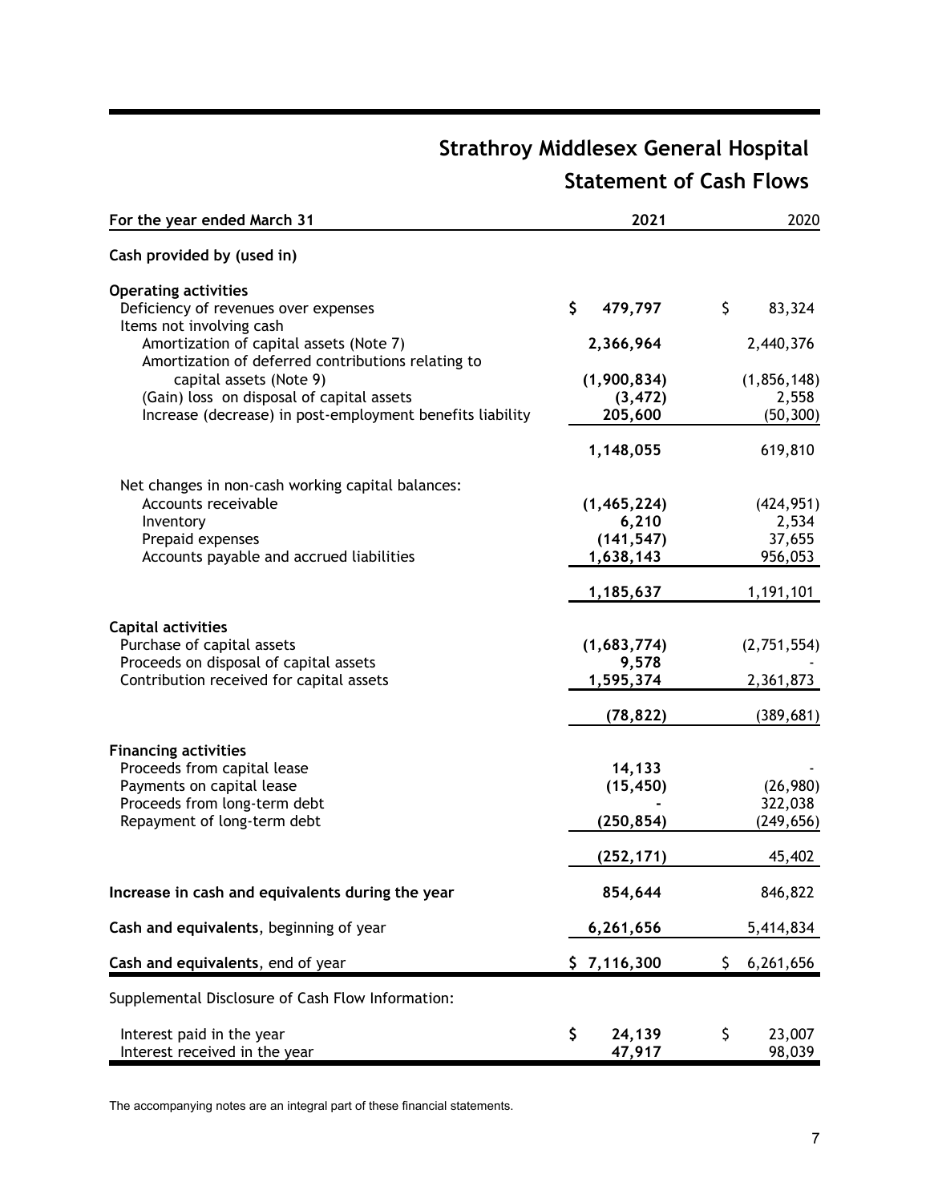# Strathroy Middlesex General Hospital

## Statement of Cash Flows

| For the year ended March 31 | 2021 | 2020 |
|---|---|---|
| **Cash provided by (used in)** | | |
| **Operating activities** | | |
| Deficiency of revenues over expenses | **$ 479,797** | $ 83,324 |
| Items not involving cash | | |
| Amortization of capital assets (Note 7) | **2,366,964** | 2,440,376 |
| Amortization of deferred contributions relating to capital assets (Note 9) | **(1,900,834)** | (1,856,148) |
| (Gain) loss on disposal of capital assets | **(3,472)** | 2,558 |
| Increase (decrease) in post-employment benefits liability | **205,600** | (50,300) |
| | **1,148,055** | 619,810 |
| Net changes in non-cash working capital balances: | | |
| Accounts receivable | **(1,465,224)** | (424,951) |
| Inventory | **6,210** | 2,534 |
| Prepaid expenses | **(141,547)** | 37,655 |
| Accounts payable and accrued liabilities | **1,638,143** | 956,053 |
| | **1,185,637** | 1,191,101 |
| **Capital activities** | | |
| Purchase of capital assets | **(1,683,774)** | (2,751,554) |
| Proceeds on disposal of capital assets | **9,578** | - |
| Contribution received for capital assets | **1,595,374** | 2,361,873 |
| | **(78,822)** | (389,681) |
| **Financing activities** | | |
| Proceeds from capital lease | **14,133** | - |
| Payments on capital lease | **(15,450)** | (26,980) |
| Proceeds from long-term debt | **-** | 322,038 |
| Repayment of long-term debt | **(250,854)** | (249,656) |
| | **(252,171)** | 45,402 |
| **Increase in cash and equivalents during the year** | **854,644** | 846,822 |
| **Cash and equivalents**, beginning of year | **6,261,656** | 5,414,834 |
| **Cash and equivalents**, end of year | **$ 7,116,300** | $ 6,261,656 |
| Supplemental Disclosure of Cash Flow Information: | | |
| Interest paid in the year | **$ 24,139** | $ 23,007 |
| Interest received in the year | **47,917** | 98,039 |

The accompanying notes are an integral part of these financial statements.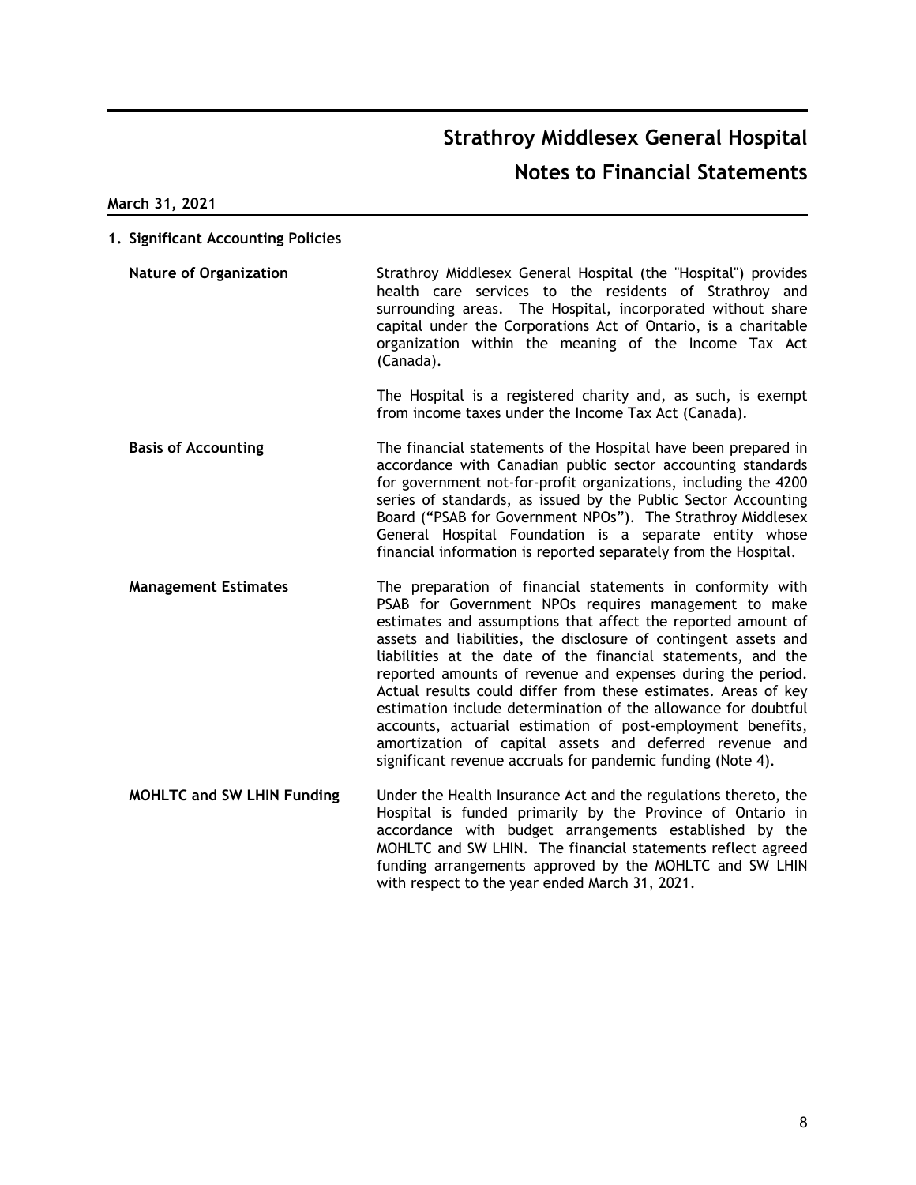# Strathroy Middlesex General Hospital

## Notes to Financial Statements

**March 31, 2021**

### 1. Significant Accounting Policies

**Nature of Organization**

Strathroy Middlesex General Hospital (the "Hospital") provides health care services to the residents of Strathroy and surrounding areas. The Hospital, incorporated without share capital under the Corporations Act of Ontario, is a charitable organization within the meaning of the Income Tax Act (Canada).

The Hospital is a registered charity and, as such, is exempt from income taxes under the Income Tax Act (Canada).

**Basis of Accounting**

The financial statements of the Hospital have been prepared in accordance with Canadian public sector accounting standards for government not-for-profit organizations, including the 4200 series of standards, as issued by the Public Sector Accounting Board ("PSAB for Government NPOs"). The Strathroy Middlesex General Hospital Foundation is a separate entity whose financial information is reported separately from the Hospital.

**Management Estimates**

The preparation of financial statements in conformity with PSAB for Government NPOs requires management to make estimates and assumptions that affect the reported amount of assets and liabilities, the disclosure of contingent assets and liabilities at the date of the financial statements, and the reported amounts of revenue and expenses during the period. Actual results could differ from these estimates. Areas of key estimation include determination of the allowance for doubtful accounts, actuarial estimation of post-employment benefits, amortization of capital assets and deferred revenue and significant revenue accruals for pandemic funding (Note 4).

**MOHLTC and SW LHIN Funding**

Under the Health Insurance Act and the regulations thereto, the Hospital is funded primarily by the Province of Ontario in accordance with budget arrangements established by the MOHLTC and SW LHIN. The financial statements reflect agreed funding arrangements approved by the MOHLTC and SW LHIN with respect to the year ended March 31, 2021.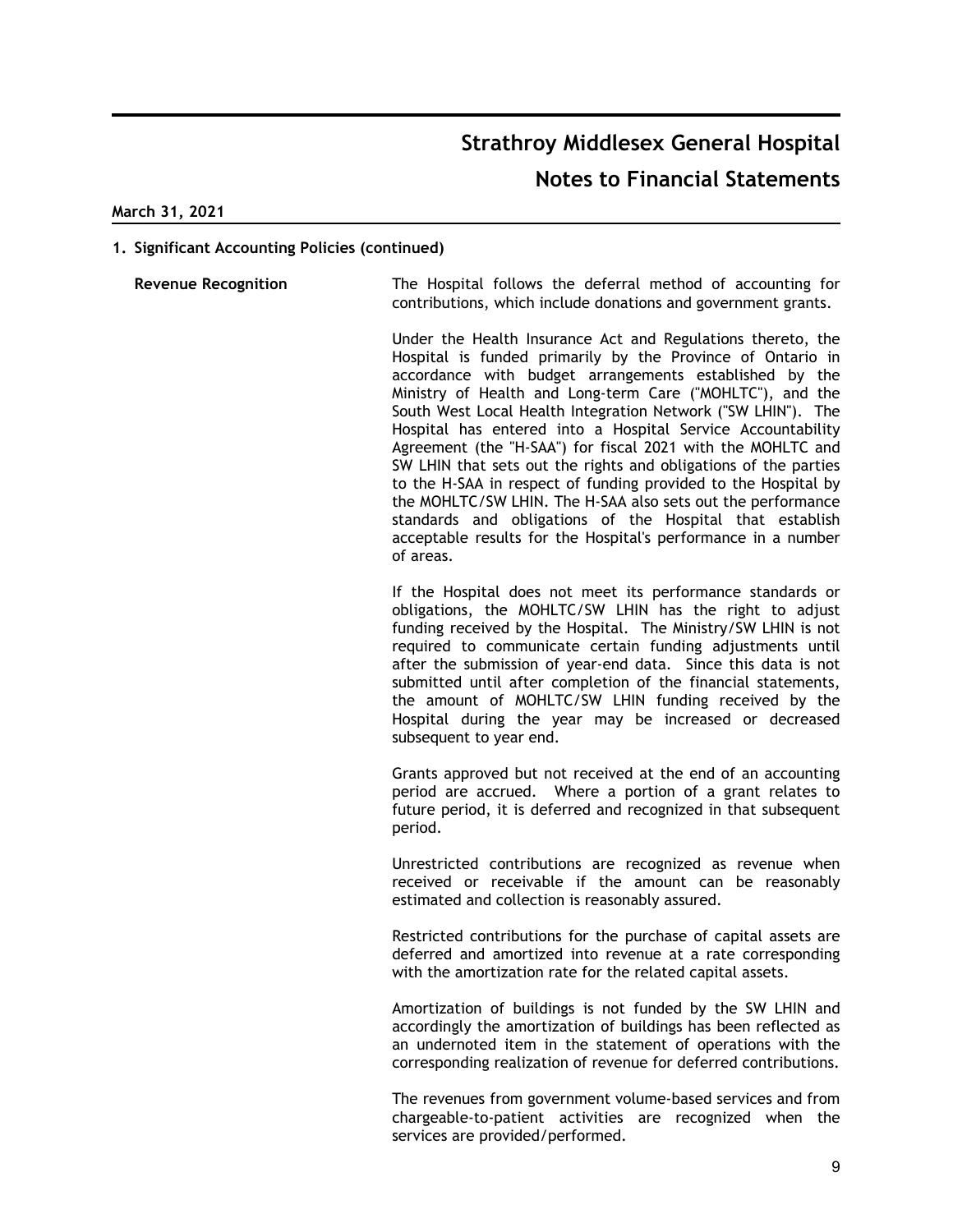# Strathroy Middlesex General Hospital

## Notes to Financial Statements

**March 31, 2021**

### 1. Significant Accounting Policies (continued)

**Revenue Recognition**

The Hospital follows the deferral method of accounting for contributions, which include donations and government grants.

Under the Health Insurance Act and Regulations thereto, the Hospital is funded primarily by the Province of Ontario in accordance with budget arrangements established by the Ministry of Health and Long-term Care ("MOHLTC"), and the South West Local Health Integration Network ("SW LHIN"). The Hospital has entered into a Hospital Service Accountability Agreement (the "H-SAA") for fiscal 2021 with the MOHLTC and SW LHIN that sets out the rights and obligations of the parties to the H-SAA in respect of funding provided to the Hospital by the MOHLTC/SW LHIN. The H-SAA also sets out the performance standards and obligations of the Hospital that establish acceptable results for the Hospital's performance in a number of areas.

If the Hospital does not meet its performance standards or obligations, the MOHLTC/SW LHIN has the right to adjust funding received by the Hospital. The Ministry/SW LHIN is not required to communicate certain funding adjustments until after the submission of year-end data. Since this data is not submitted until after completion of the financial statements, the amount of MOHLTC/SW LHIN funding received by the Hospital during the year may be increased or decreased subsequent to year end.

Grants approved but not received at the end of an accounting period are accrued. Where a portion of a grant relates to future period, it is deferred and recognized in that subsequent period.

Unrestricted contributions are recognized as revenue when received or receivable if the amount can be reasonably estimated and collection is reasonably assured.

Restricted contributions for the purchase of capital assets are deferred and amortized into revenue at a rate corresponding with the amortization rate for the related capital assets.

Amortization of buildings is not funded by the SW LHIN and accordingly the amortization of buildings has been reflected as an undernoted item in the statement of operations with the corresponding realization of revenue for deferred contributions.

The revenues from government volume-based services and from chargeable-to-patient activities are recognized when the services are provided/performed.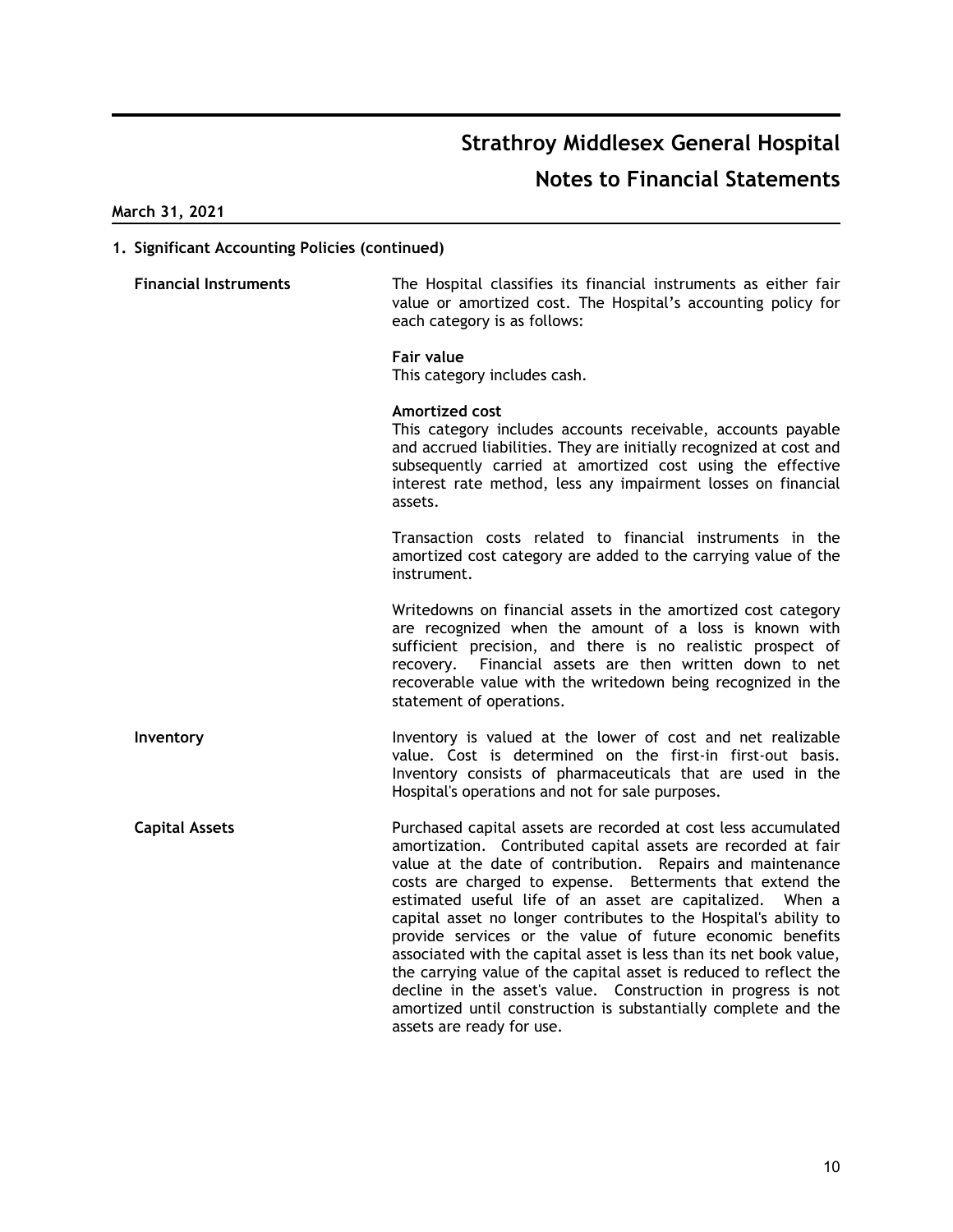# Strathroy Middlesex General Hospital

## Notes to Financial Statements

**March 31, 2021**

### 1. Significant Accounting Policies (continued)

**Financial Instruments**

The Hospital classifies its financial instruments as either fair value or amortized cost. The Hospital's accounting policy for each category is as follows:

**Fair value**
This category includes cash.

**Amortized cost**
This category includes accounts receivable, accounts payable and accrued liabilities. They are initially recognized at cost and subsequently carried at amortized cost using the effective interest rate method, less any impairment losses on financial assets.

Transaction costs related to financial instruments in the amortized cost category are added to the carrying value of the instrument.

Writedowns on financial assets in the amortized cost category are recognized when the amount of a loss is known with sufficient precision, and there is no realistic prospect of recovery. Financial assets are then written down to net recoverable value with the writedown being recognized in the statement of operations.

**Inventory**

Inventory is valued at the lower of cost and net realizable value. Cost is determined on the first-in first-out basis. Inventory consists of pharmaceuticals that are used in the Hospital's operations and not for sale purposes.

**Capital Assets**

Purchased capital assets are recorded at cost less accumulated amortization. Contributed capital assets are recorded at fair value at the date of contribution. Repairs and maintenance costs are charged to expense. Betterments that extend the estimated useful life of an asset are capitalized. When a capital asset no longer contributes to the Hospital's ability to provide services or the value of future economic benefits associated with the capital asset is less than its net book value, the carrying value of the capital asset is reduced to reflect the decline in the asset's value. Construction in progress is not amortized until construction is substantially complete and the assets are ready for use.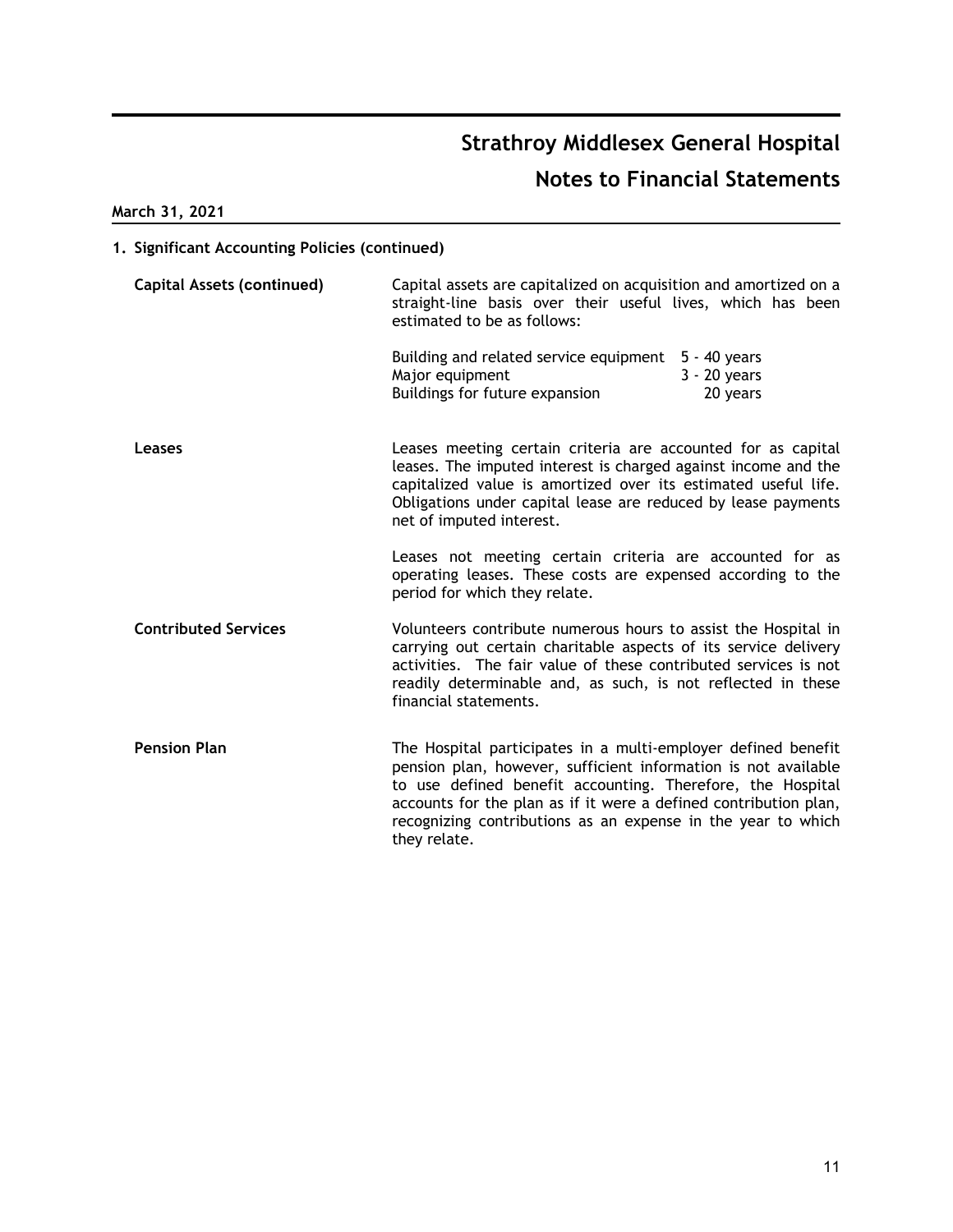## 1. Significant Accounting Policies (continued)

**Capital Assets (continued)**

Capital assets are capitalized on acquisition and amortized on a straight-line basis over their useful lives, which has been estimated to be as follows:

| | |
|---|---|
| Building and related service equipment | 5 - 40 years |
| Major equipment | 3 - 20 years |
| Buildings for future expansion | 20 years |

**Leases**

Leases meeting certain criteria are accounted for as capital leases. The imputed interest is charged against income and the capitalized value is amortized over its estimated useful life. Obligations under capital lease are reduced by lease payments net of imputed interest.

Leases not meeting certain criteria are accounted for as operating leases. These costs are expensed according to the period for which they relate.

**Contributed Services**

Volunteers contribute numerous hours to assist the Hospital in carrying out certain charitable aspects of its service delivery activities. The fair value of these contributed services is not readily determinable and, as such, is not reflected in these financial statements.

**Pension Plan**

The Hospital participates in a multi-employer defined benefit pension plan, however, sufficient information is not available to use defined benefit accounting. Therefore, the Hospital accounts for the plan as if it were a defined contribution plan, recognizing contributions as an expense in the year to which they relate.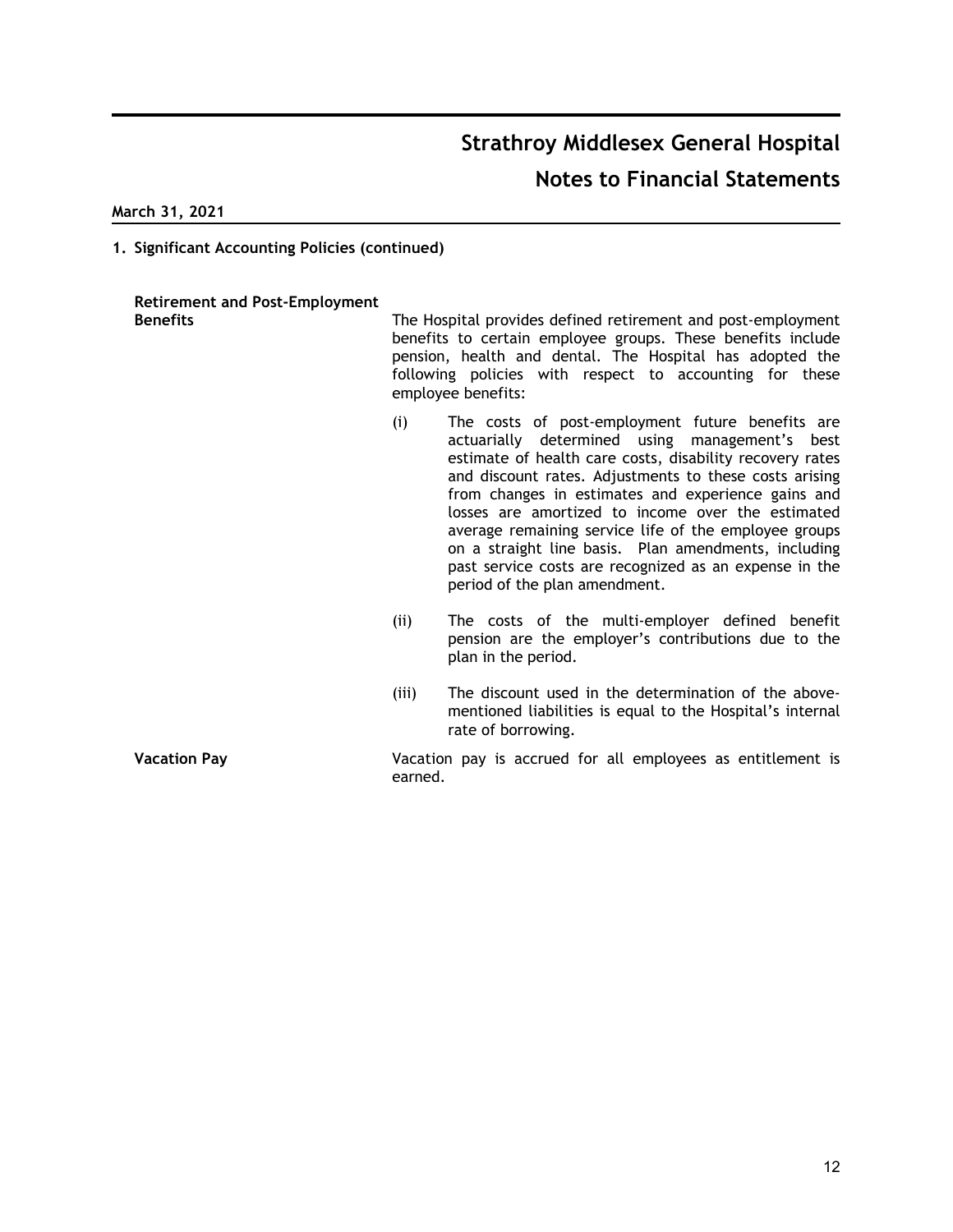# Strathroy Middlesex General Hospital

## Notes to Financial Statements

**March 31, 2021**

**1. Significant Accounting Policies (continued)**

**Retirement and Post-Employment Benefits**

The Hospital provides defined retirement and post-employment benefits to certain employee groups. These benefits include pension, health and dental. The Hospital has adopted the following policies with respect to accounting for these employee benefits:

(i) The costs of post-employment future benefits are actuarially determined using management's best estimate of health care costs, disability recovery rates and discount rates. Adjustments to these costs arising from changes in estimates and experience gains and losses are amortized to income over the estimated average remaining service life of the employee groups on a straight line basis. Plan amendments, including past service costs are recognized as an expense in the period of the plan amendment.

(ii) The costs of the multi-employer defined benefit pension are the employer's contributions due to the plan in the period.

(iii) The discount used in the determination of the above-mentioned liabilities is equal to the Hospital's internal rate of borrowing.

**Vacation Pay**

Vacation pay is accrued for all employees as entitlement is earned.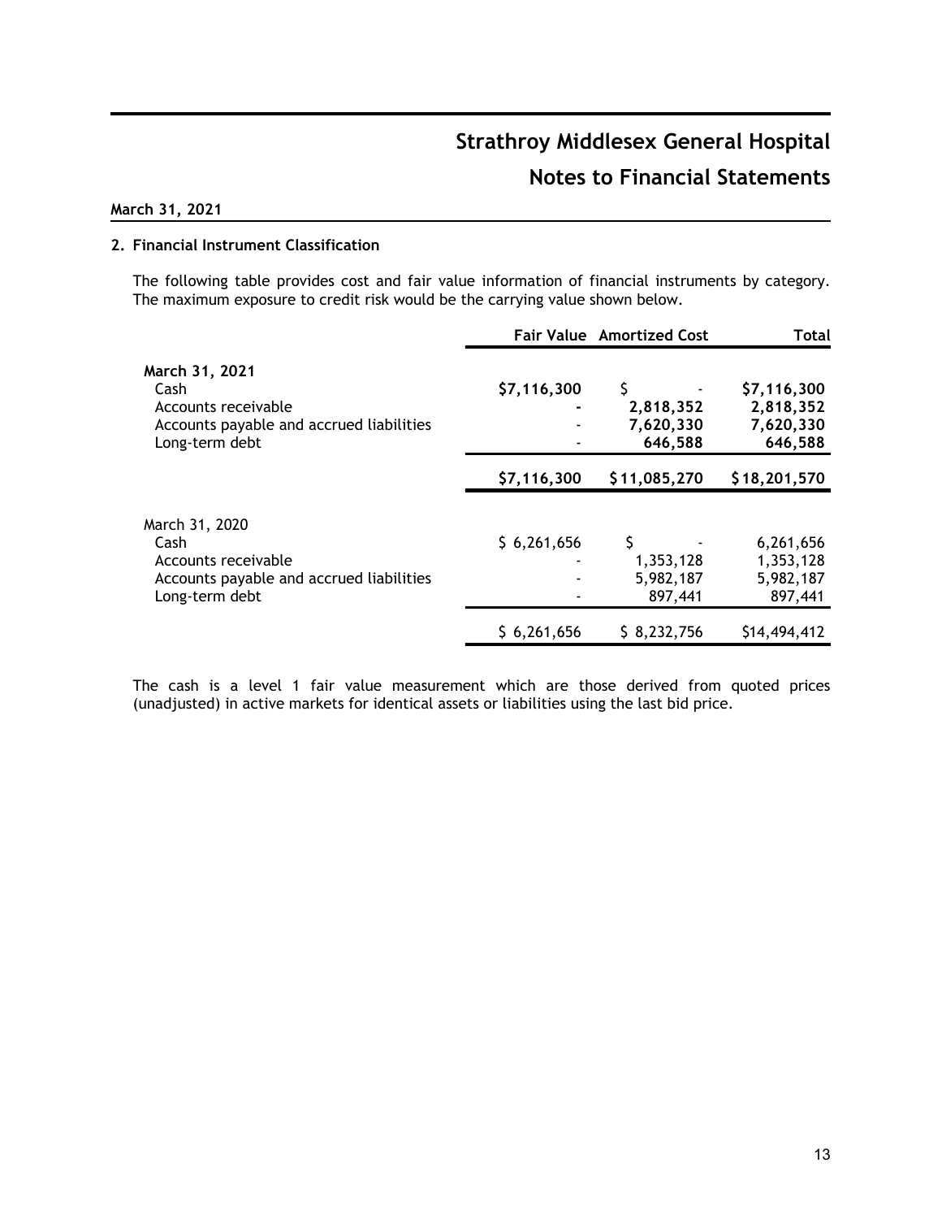# Strathroy Middlesex General Hospital

## Notes to Financial Statements

**March 31, 2021**

**2. Financial Instrument Classification**

The following table provides cost and fair value information of financial instruments by category. The maximum exposure to credit risk would be the carrying value shown below.

| | **Fair Value** | **Amortized Cost** | **Total** |
|---|---|---|---|
| **March 31, 2021** | | | |
| Cash | **$7,116,300** | **$ -** | **$7,116,300** |
| Accounts receivable | **-** | **2,818,352** | **2,818,352** |
| Accounts payable and accrued liabilities | **-** | **7,620,330** | **7,620,330** |
| Long-term debt | **-** | **646,588** | **646,588** |
| | **$7,116,300** | **$11,085,270** | **$18,201,570** |
| March 31, 2020 | | | |
| Cash | $ 6,261,656 | $ - | 6,261,656 |
| Accounts receivable | - | 1,353,128 | 1,353,128 |
| Accounts payable and accrued liabilities | - | 5,982,187 | 5,982,187 |
| Long-term debt | - | 897,441 | 897,441 |
| | $ 6,261,656 | $ 8,232,756 | $14,494,412 |

The cash is a level 1 fair value measurement which are those derived from quoted prices (unadjusted) in active markets for identical assets or liabilities using the last bid price.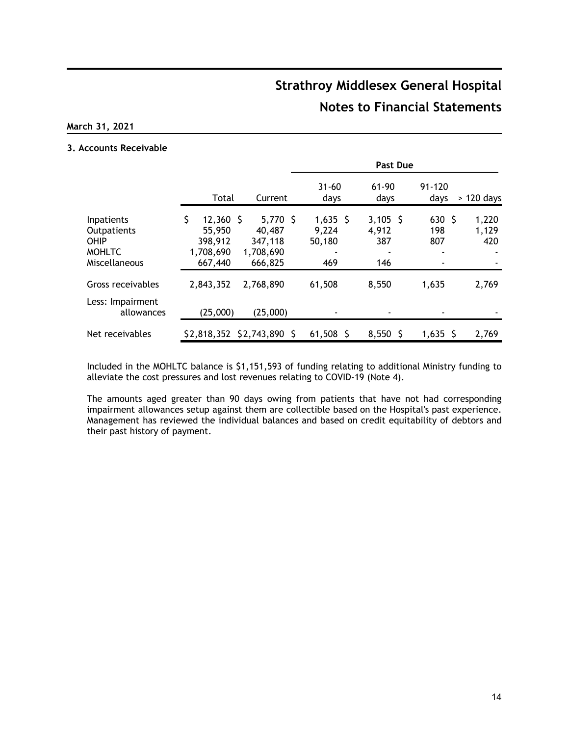# Strathroy Middlesex General Hospital

## Notes to Financial Statements

**March 31, 2021**

### 3. Accounts Receivable

| | Total | Current | Past Due | | | |
|---|---|---|---|---|---|---|
| | | | 31-60 days | 61-90 days | 91-120 days | > 120 days |
| Inpatients | $ 12,360 | $ 5,770 | $ 1,635 | $ 3,105 | $ 630 | $ 1,220 |
| Outpatients | 55,950 | 40,487 | 9,224 | 4,912 | 198 | 1,129 |
| OHIP | 398,912 | 347,118 | 50,180 | 387 | 807 | 420 |
| MOHLTC | 1,708,690 | 1,708,690 | - | - | - | - |
| Miscellaneous | 667,440 | 666,825 | 469 | 146 | - | - |
| Gross receivables | 2,843,352 | 2,768,890 | 61,508 | 8,550 | 1,635 | 2,769 |
| Less: Impairment allowances | (25,000) | (25,000) | - | - | - | - |
| Net receivables | $2,818,352 | $2,743,890 | $ 61,508 | $ 8,550 | $ 1,635 | $ 2,769 |

Included in the MOHLTC balance is $1,151,593 of funding relating to additional Ministry funding to alleviate the cost pressures and lost revenues relating to COVID-19 (Note 4).

The amounts aged greater than 90 days owing from patients that have not had corresponding impairment allowances setup against them are collectible based on the Hospital's past experience. Management has reviewed the individual balances and based on credit equitability of debtors and their past history of payment.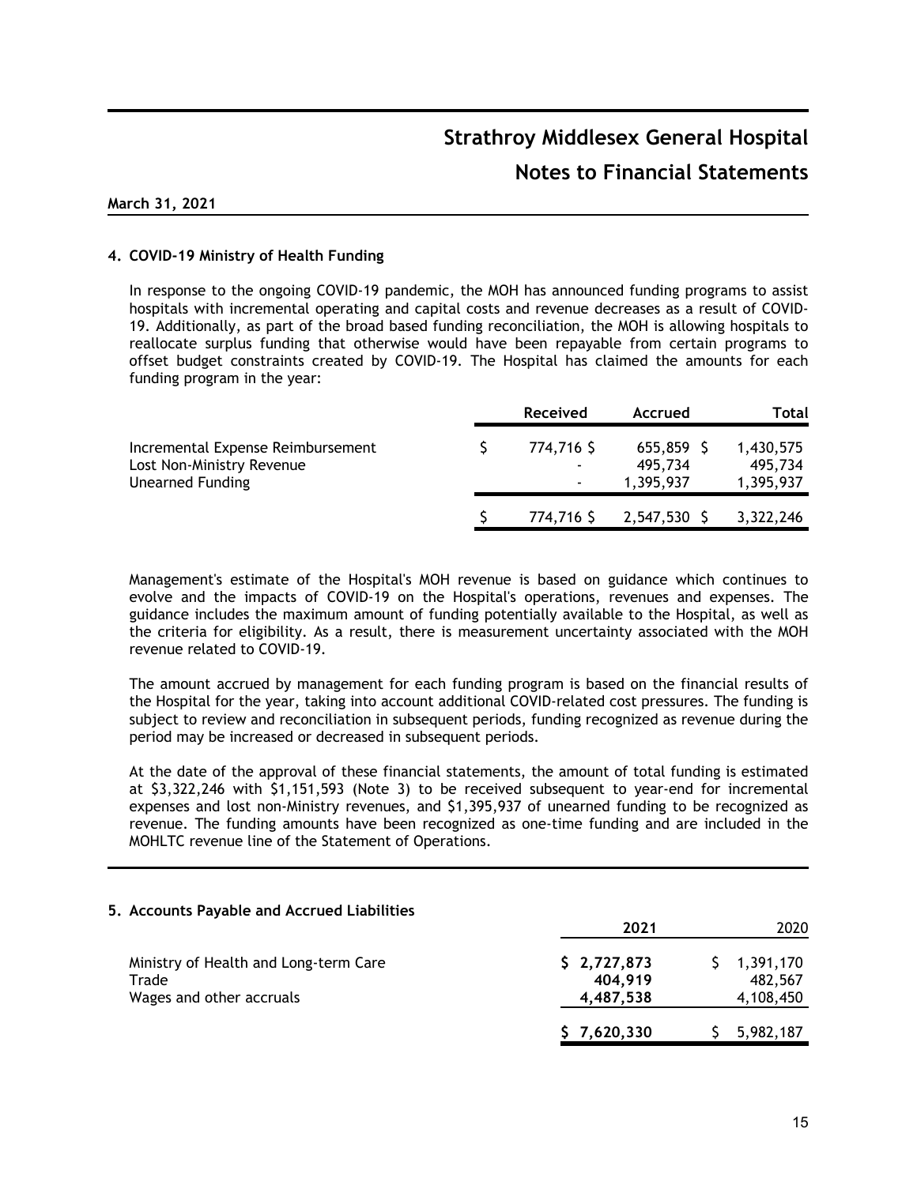# Strathroy Middlesex General Hospital

## Notes to Financial Statements

**March 31, 2021**

### 4. COVID-19 Ministry of Health Funding

In response to the ongoing COVID-19 pandemic, the MOH has announced funding programs to assist hospitals with incremental operating and capital costs and revenue decreases as a result of COVID-19. Additionally, as part of the broad based funding reconciliation, the MOH is allowing hospitals to reallocate surplus funding that otherwise would have been repayable from certain programs to offset budget constraints created by COVID-19. The Hospital has claimed the amounts for each funding program in the year:

| | Received | Accrued | Total |
|---|---|---|---|
| Incremental Expense Reimbursement | $ 774,716 | $ 655,859 | $ 1,430,575 |
| Lost Non-Ministry Revenue | - | 495,734 | 495,734 |
| Unearned Funding | - | 1,395,937 | 1,395,937 |
| | $ 774,716 | $ 2,547,530 | $ 3,322,246 |

Management's estimate of the Hospital's MOH revenue is based on guidance which continues to evolve and the impacts of COVID-19 on the Hospital's operations, revenues and expenses. The guidance includes the maximum amount of funding potentially available to the Hospital, as well as the criteria for eligibility. As a result, there is measurement uncertainty associated with the MOH revenue related to COVID-19.

The amount accrued by management for each funding program is based on the financial results of the Hospital for the year, taking into account additional COVID-related cost pressures. The funding is subject to review and reconciliation in subsequent periods, funding recognized as revenue during the period may be increased or decreased in subsequent periods.

At the date of the approval of these financial statements, the amount of total funding is estimated at $3,322,246 with $1,151,593 (Note 3) to be received subsequent to year-end for incremental expenses and lost non-Ministry revenues, and $1,395,937 of unearned funding to be recognized as revenue. The funding amounts have been recognized as one-time funding and are included in the MOHLTC revenue line of the Statement of Operations.

### 5. Accounts Payable and Accrued Liabilities

| | **2021** | 2020 |
|---|---|---|
| Ministry of Health and Long-term Care | **$ 2,727,873** | $ 1,391,170 |
| Trade | **404,919** | 482,567 |
| Wages and other accruals | **4,487,538** | 4,108,450 |
| | **$ 7,620,330** | $ 5,982,187 |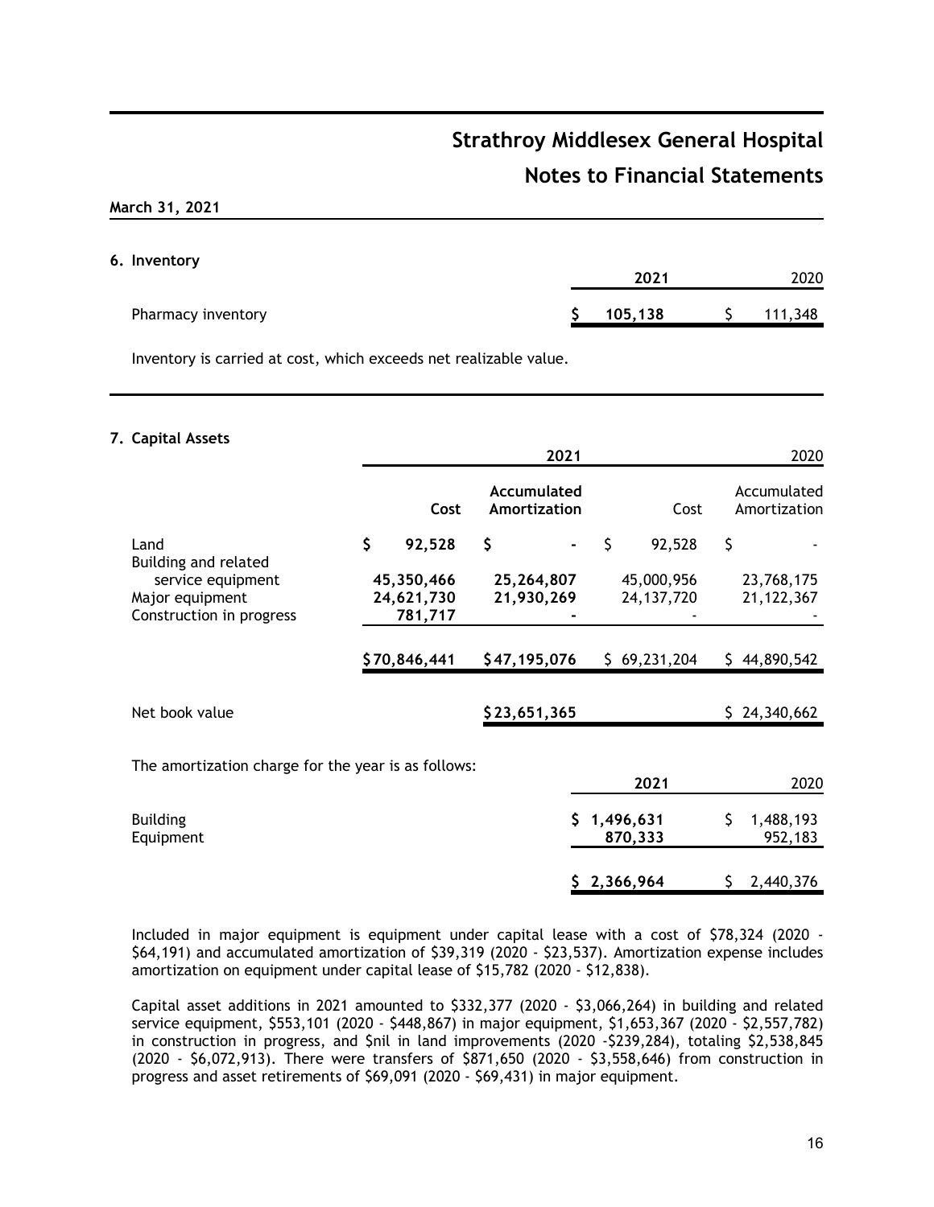# Strathroy Middlesex General Hospital

## Notes to Financial Statements

**March 31, 2021**

### 6. Inventory

| | 2021 | 2020 |
|---|---|---|
| Pharmacy inventory | **$ 105,138** | $ 111,348 |

Inventory is carried at cost, which exceeds net realizable value.

### 7. Capital Assets

| | 2021 | | 2020 | |
|---|---|---|---|---|
| | **Cost** | **Accumulated Amortization** | Cost | Accumulated Amortization |
| Land | **$ 92,528** | **$ -** | $ 92,528 | $ - |
| Building and related service equipment | **45,350,466** | **25,264,807** | 45,000,956 | 23,768,175 |
| Major equipment | **24,621,730** | **21,930,269** | 24,137,720 | 21,122,367 |
| Construction in progress | **781,717** | **-** | - | - |
| | **$70,846,441** | **$47,195,076** | $ 69,231,204 | $ 44,890,542 |
| Net book value | | **$23,651,365** | | $ 24,340,662 |

The amortization charge for the year is as follows:

| | 2021 | 2020 |
|---|---|---|
| Building | **$ 1,496,631** | $ 1,488,193 |
| Equipment | **870,333** | 952,183 |
| | **$ 2,366,964** | $ 2,440,376 |

Included in major equipment is equipment under capital lease with a cost of $78,324 (2020 - $64,191) and accumulated amortization of $39,319 (2020 - $23,537). Amortization expense includes amortization on equipment under capital lease of $15,782 (2020 - $12,838).

Capital asset additions in 2021 amounted to $332,377 (2020 - $3,066,264) in building and related service equipment, $553,101 (2020 - $448,867) in major equipment, $1,653,367 (2020 - $2,557,782) in construction in progress, and $nil in land improvements (2020 -$239,284), totaling $2,538,845 (2020 - $6,072,913). There were transfers of $871,650 (2020 - $3,558,646) from construction in progress and asset retirements of $69,091 (2020 - $69,431) in major equipment.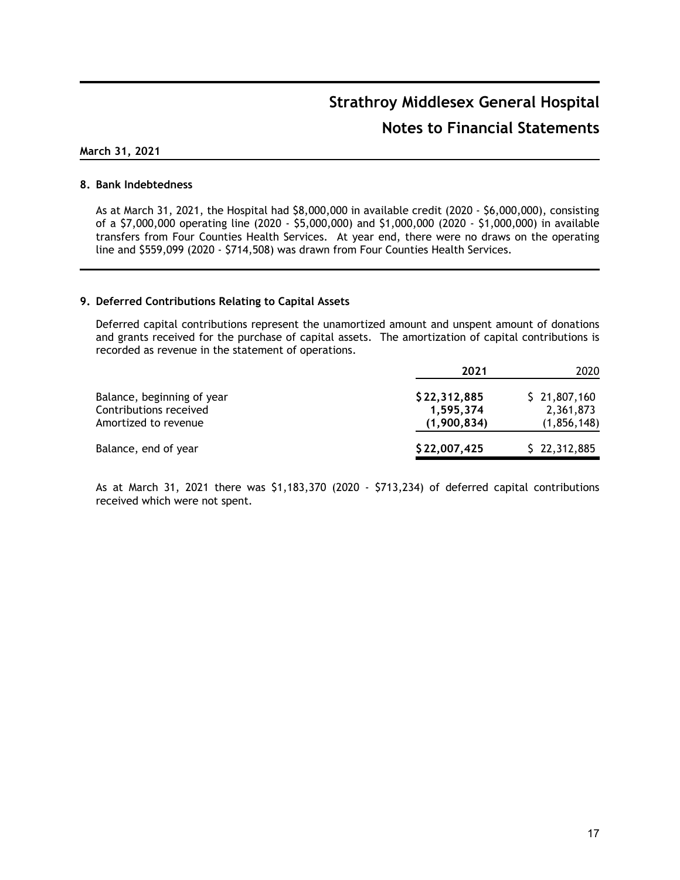## 8. Bank Indebtedness

As at March 31, 2021, the Hospital had $8,000,000 in available credit (2020 - $6,000,000), consisting of a $7,000,000 operating line (2020 - $5,000,000) and $1,000,000 (2020 - $1,000,000) in available transfers from Four Counties Health Services. At year end, there were no draws on the operating line and $559,099 (2020 - $714,508) was drawn from Four Counties Health Services.

## 9. Deferred Contributions Relating to Capital Assets

Deferred capital contributions represent the unamortized amount and unspent amount of donations and grants received for the purchase of capital assets. The amortization of capital contributions is recorded as revenue in the statement of operations.

| | **2021** | 2020 |
|---|---|---|
| Balance, beginning of year | **$ 22,312,885** | $ 21,807,160 |
| Contributions received | **1,595,374** | 2,361,873 |
| Amortized to revenue | **(1,900,834)** | (1,856,148) |
| Balance, end of year | **$ 22,007,425** | $ 22,312,885 |

As at March 31, 2021 there was $1,183,370 (2020 - $713,234) of deferred capital contributions received which were not spent.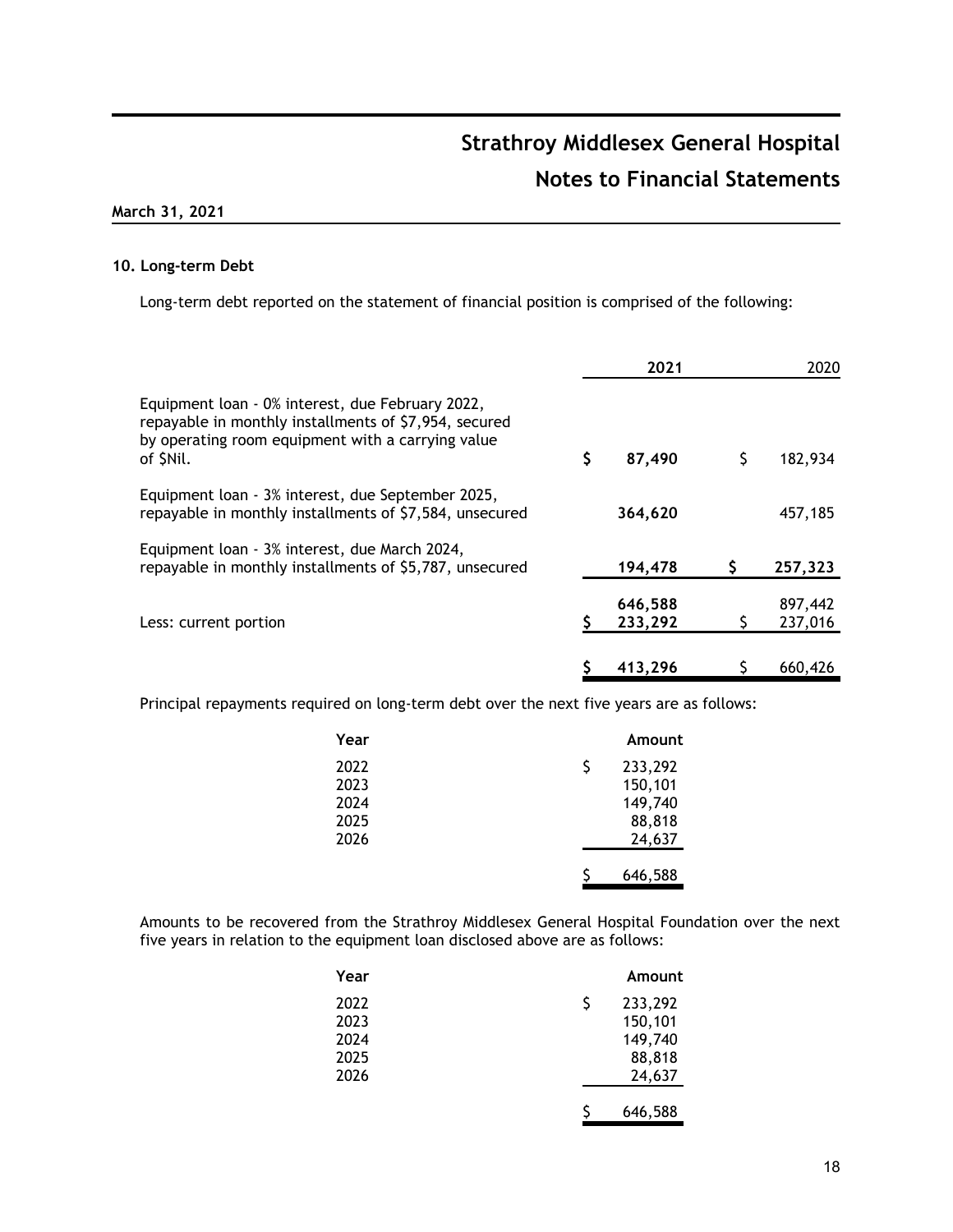### 10. Long-term Debt

Long-term debt reported on the statement of financial position is comprised of the following:

| | 2021 | 2020 |
|---|---|---|
| Equipment loan - 0% interest, due February 2022, repayable in monthly installments of $7,954, secured by operating room equipment with a carrying value of $Nil. | $ 87,490 | $ 182,934 |
| Equipment loan - 3% interest, due September 2025, repayable in monthly installments of $7,584, unsecured | 364,620 | 457,185 |
| Equipment loan - 3% interest, due March 2024, repayable in monthly installments of $5,787, unsecured | 194,478 | $ 257,323 |
| | 646,588 | 897,442 |
| Less: current portion | $ 233,292 | $ 237,016 |
| | $ 413,296 | $ 660,426 |

Principal repayments required on long-term debt over the next five years are as follows:

| Year | Amount |
|---|---|
| 2022 | $ 233,292 |
| 2023 | 150,101 |
| 2024 | 149,740 |
| 2025 | 88,818 |
| 2026 | 24,637 |
| | $ 646,588 |

Amounts to be recovered from the Strathroy Middlesex General Hospital Foundation over the next five years in relation to the equipment loan disclosed above are as follows:

| Year | Amount |
|---|---|
| 2022 | $ 233,292 |
| 2023 | 150,101 |
| 2024 | 149,740 |
| 2025 | 88,818 |
| 2026 | 24,637 |
| | $ 646,588 |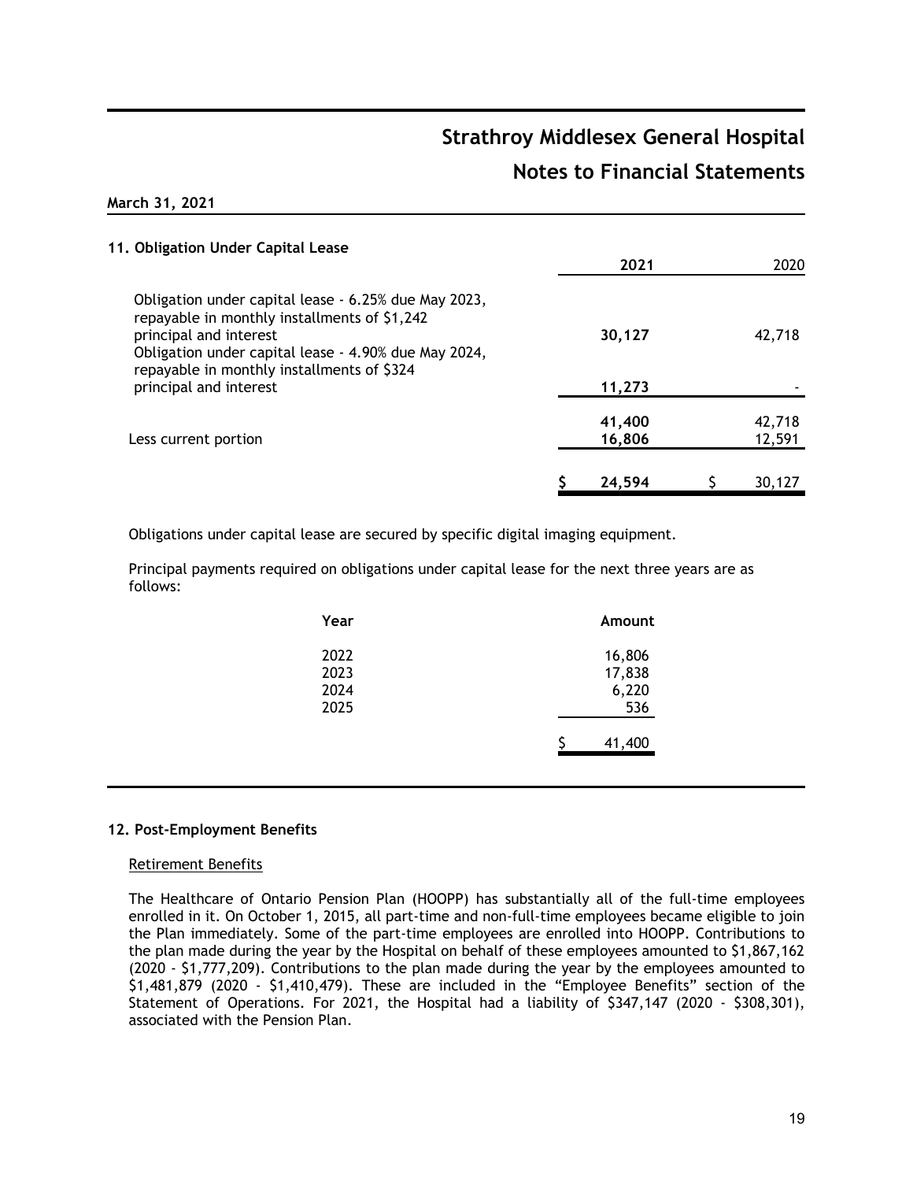## 11. Obligation Under Capital Lease

| | 2021 | 2020 |
|---|---|---|
| Obligation under capital lease - 6.25% due May 2023, repayable in monthly installments of $1,242 principal and interest | 30,127 | 42,718 |
| Obligation under capital lease - 4.90% due May 2024, repayable in monthly installments of $324 principal and interest | 11,273 | - |
| | 41,400 | 42,718 |
| Less current portion | 16,806 | 12,591 |
| | $ 24,594 | $ 30,127 |

Obligations under capital lease are secured by specific digital imaging equipment.

Principal payments required on obligations under capital lease for the next three years are as follows:

| Year | Amount |
|---|---|
| 2022 | 16,806 |
| 2023 | 17,838 |
| 2024 | 6,220 |
| 2025 | 536 |
| | $ 41,400 |

## 12. Post-Employment Benefits

Retirement Benefits

The Healthcare of Ontario Pension Plan (HOOPP) has substantially all of the full-time employees enrolled in it. On October 1, 2015, all part-time and non-full-time employees became eligible to join the Plan immediately. Some of the part-time employees are enrolled into HOOPP. Contributions to the plan made during the year by the Hospital on behalf of these employees amounted to $1,867,162 (2020 - $1,777,209). Contributions to the plan made during the year by the employees amounted to $1,481,879 (2020 - $1,410,479). These are included in the "Employee Benefits" section of the Statement of Operations. For 2021, the Hospital had a liability of $347,147 (2020 - $308,301), associated with the Pension Plan.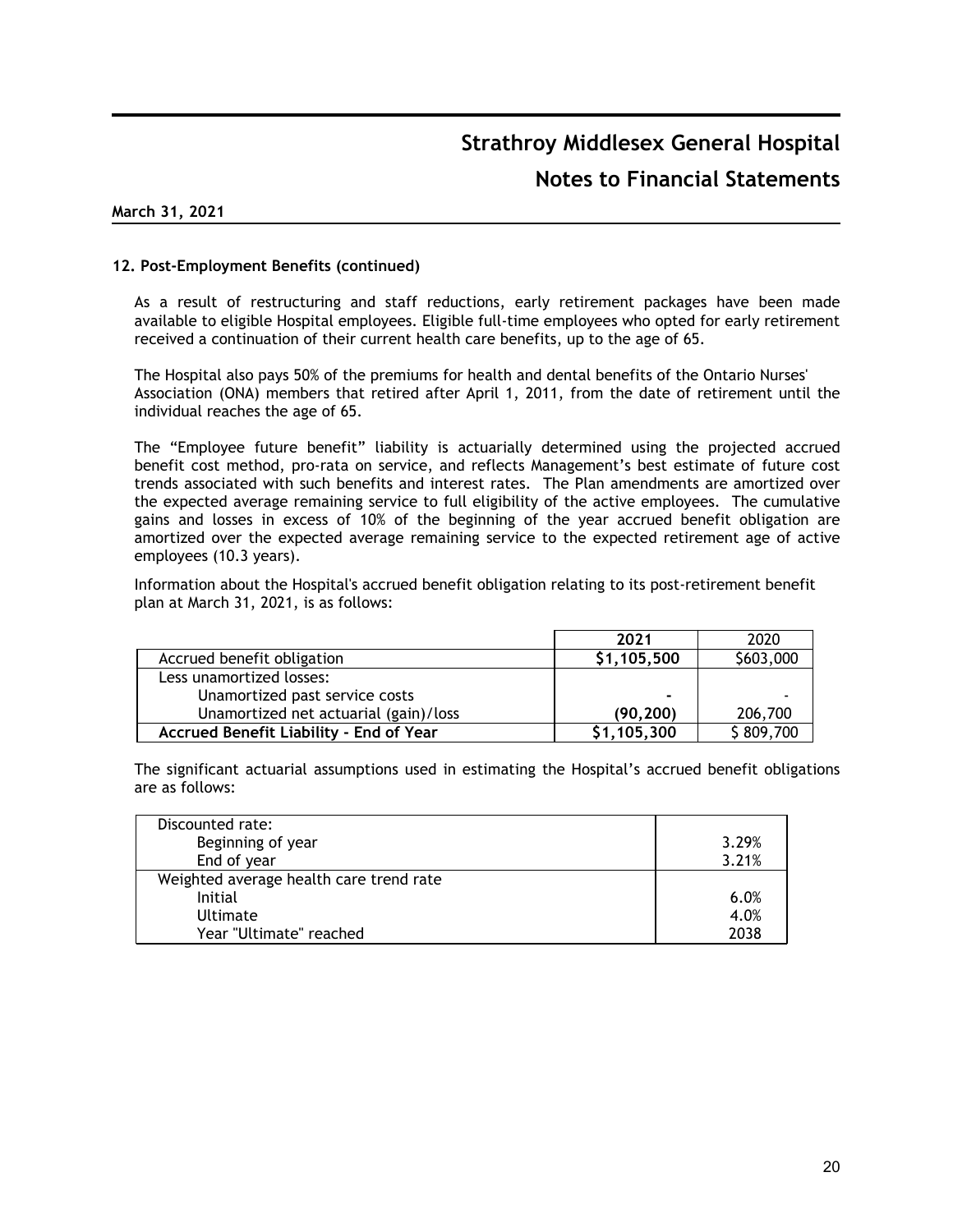## 12. Post-Employment Benefits (continued)

As a result of restructuring and staff reductions, early retirement packages have been made available to eligible Hospital employees. Eligible full-time employees who opted for early retirement received a continuation of their current health care benefits, up to the age of 65.

The Hospital also pays 50% of the premiums for health and dental benefits of the Ontario Nurses' Association (ONA) members that retired after April 1, 2011, from the date of retirement until the individual reaches the age of 65.

The "Employee future benefit" liability is actuarially determined using the projected accrued benefit cost method, pro-rata on service, and reflects Management's best estimate of future cost trends associated with such benefits and interest rates. The Plan amendments are amortized over the expected average remaining service to full eligibility of the active employees. The cumulative gains and losses in excess of 10% of the beginning of the year accrued benefit obligation are amortized over the expected average remaining service to the expected retirement age of active employees (10.3 years).

Information about the Hospital's accrued benefit obligation relating to its post-retirement benefit plan at March 31, 2021, is as follows:

| | **2021** | 2020 |
|---|---|---|
| Accrued benefit obligation | **$1,105,500** | $603,000 |
| Less unamortized losses: | | |
| Unamortized past service costs | **-** | - |
| Unamortized net actuarial (gain)/loss | **(90,200)** | 206,700 |
| **Accrued Benefit Liability - End of Year** | **$1,105,300** | $ 809,700 |

The significant actuarial assumptions used in estimating the Hospital's accrued benefit obligations are as follows:

| | |
|---|---|
| Discounted rate: | |
| Beginning of year | 3.29% |
| End of year | 3.21% |
| Weighted average health care trend rate | |
| Initial | 6.0% |
| Ultimate | 4.0% |
| Year "Ultimate" reached | 2038 |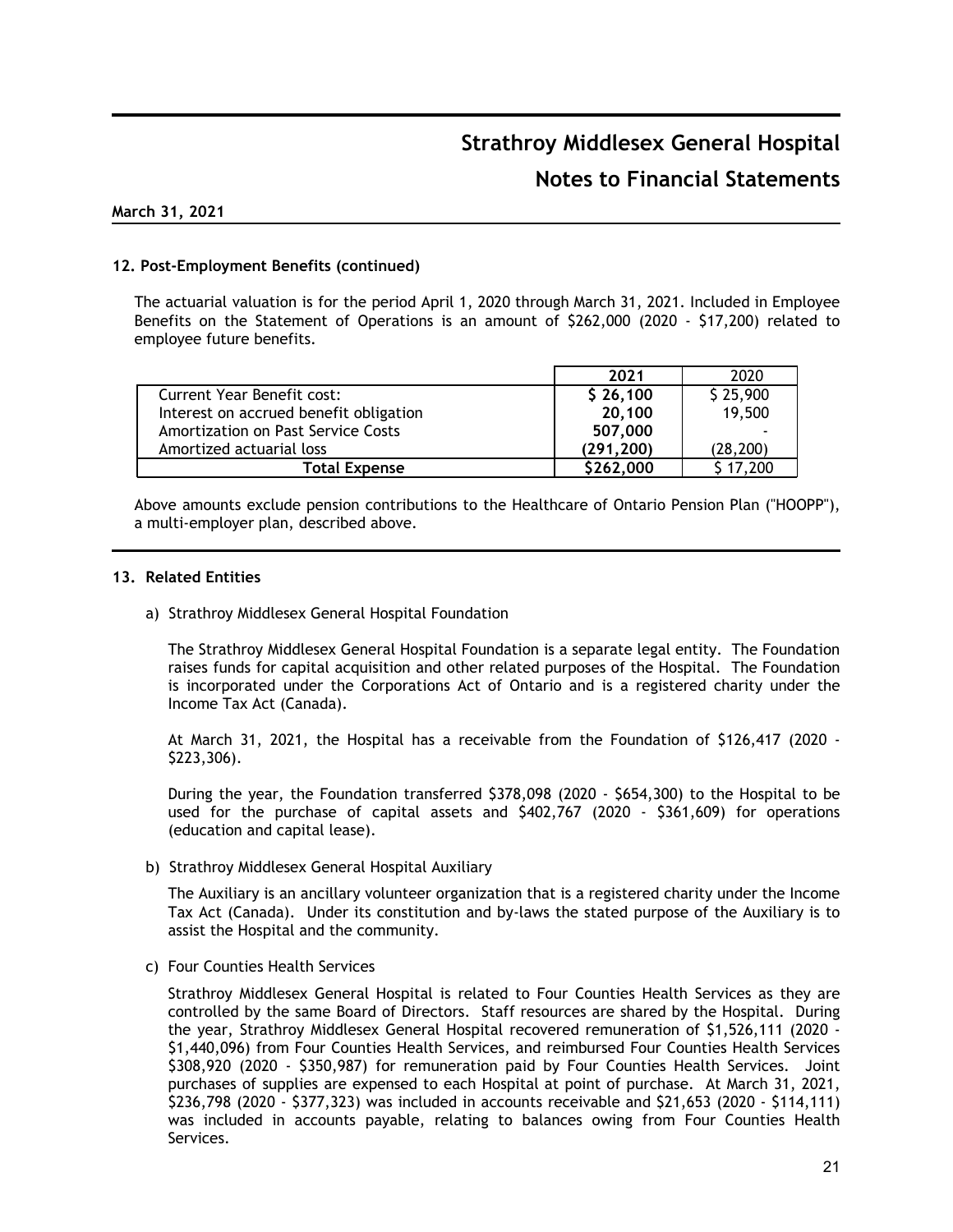## 12. Post-Employment Benefits (continued)

The actuarial valuation is for the period April 1, 2020 through March 31, 2021. Included in Employee Benefits on the Statement of Operations is an amount of $262,000 (2020 - $17,200) related to employee future benefits.

| | 2021 | 2020 |
|---|---|---|
| Current Year Benefit cost: | **$ 26,100** | $ 25,900 |
| Interest on accrued benefit obligation | **20,100** | 19,500 |
| Amortization on Past Service Costs | **507,000** | - |
| Amortized actuarial loss | **(291,200)** | (28,200) |
| **Total Expense** | **$262,000** | $ 17,200 |

Above amounts exclude pension contributions to the Healthcare of Ontario Pension Plan ("HOOPP"), a multi-employer plan, described above.

## 13. Related Entities

a) Strathroy Middlesex General Hospital Foundation

The Strathroy Middlesex General Hospital Foundation is a separate legal entity. The Foundation raises funds for capital acquisition and other related purposes of the Hospital. The Foundation is incorporated under the Corporations Act of Ontario and is a registered charity under the Income Tax Act (Canada).

At March 31, 2021, the Hospital has a receivable from the Foundation of $126,417 (2020 - $223,306).

During the year, the Foundation transferred $378,098 (2020 - $654,300) to the Hospital to be used for the purchase of capital assets and $402,767 (2020 - $361,609) for operations (education and capital lease).

b) Strathroy Middlesex General Hospital Auxiliary

The Auxiliary is an ancillary volunteer organization that is a registered charity under the Income Tax Act (Canada). Under its constitution and by-laws the stated purpose of the Auxiliary is to assist the Hospital and the community.

c) Four Counties Health Services

Strathroy Middlesex General Hospital is related to Four Counties Health Services as they are controlled by the same Board of Directors. Staff resources are shared by the Hospital. During the year, Strathroy Middlesex General Hospital recovered remuneration of $1,526,111 (2020 - $1,440,096) from Four Counties Health Services, and reimbursed Four Counties Health Services $308,920 (2020 - $350,987) for remuneration paid by Four Counties Health Services. Joint purchases of supplies are expensed to each Hospital at point of purchase. At March 31, 2021, $236,798 (2020 - $377,323) was included in accounts receivable and $21,653 (2020 - $114,111) was included in accounts payable, relating to balances owing from Four Counties Health Services.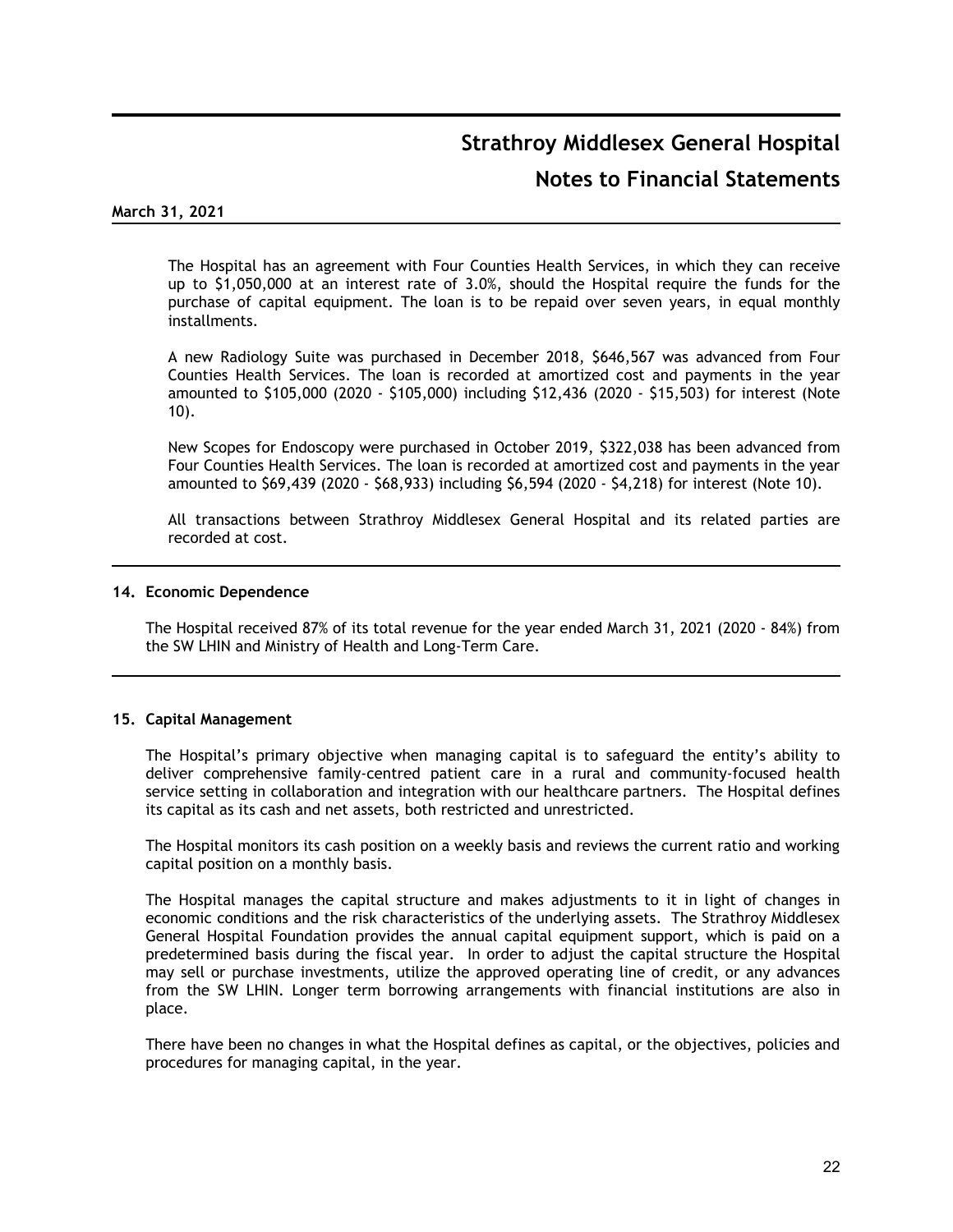The Hospital has an agreement with Four Counties Health Services, in which they can receive up to $1,050,000 at an interest rate of 3.0%, should the Hospital require the funds for the purchase of capital equipment. The loan is to be repaid over seven years, in equal monthly installments.

A new Radiology Suite was purchased in December 2018, $646,567 was advanced from Four Counties Health Services. The loan is recorded at amortized cost and payments in the year amounted to $105,000 (2020 - $105,000) including $12,436 (2020 - $15,503) for interest (Note 10).

New Scopes for Endoscopy were purchased in October 2019, $322,038 has been advanced from Four Counties Health Services. The loan is recorded at amortized cost and payments in the year amounted to $69,439 (2020 - $68,933) including $6,594 (2020 - $4,218) for interest (Note 10).

All transactions between Strathroy Middlesex General Hospital and its related parties are recorded at cost.

## 14. Economic Dependence

The Hospital received 87% of its total revenue for the year ended March 31, 2021 (2020 - 84%) from the SW LHIN and Ministry of Health and Long-Term Care.

## 15. Capital Management

The Hospital's primary objective when managing capital is to safeguard the entity's ability to deliver comprehensive family-centred patient care in a rural and community-focused health service setting in collaboration and integration with our healthcare partners. The Hospital defines its capital as its cash and net assets, both restricted and unrestricted.

The Hospital monitors its cash position on a weekly basis and reviews the current ratio and working capital position on a monthly basis.

The Hospital manages the capital structure and makes adjustments to it in light of changes in economic conditions and the risk characteristics of the underlying assets. The Strathroy Middlesex General Hospital Foundation provides the annual capital equipment support, which is paid on a predetermined basis during the fiscal year. In order to adjust the capital structure the Hospital may sell or purchase investments, utilize the approved operating line of credit, or any advances from the SW LHIN. Longer term borrowing arrangements with financial institutions are also in place.

There have been no changes in what the Hospital defines as capital, or the objectives, policies and procedures for managing capital, in the year.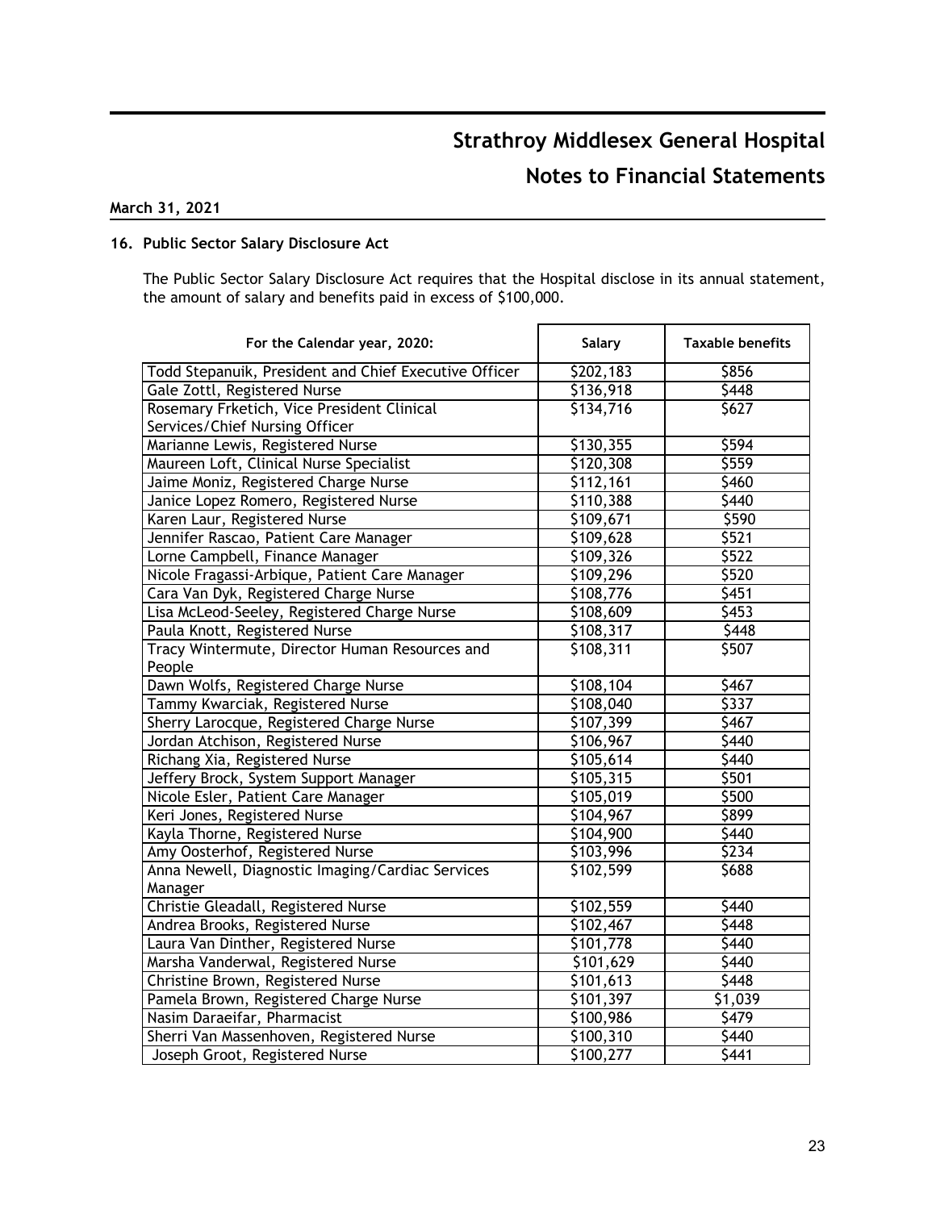# Strathroy Middlesex General Hospital

## Notes to Financial Statements

**March 31, 2021**

### 16. Public Sector Salary Disclosure Act

The Public Sector Salary Disclosure Act requires that the Hospital disclose in its annual statement, the amount of salary and benefits paid in excess of $100,000.

| For the Calendar year, 2020: | Salary | Taxable benefits |
|---|---|---|
| Todd Stepanuik, President and Chief Executive Officer | $202,183 | $856 |
| Gale Zottl, Registered Nurse | $136,918 | $448 |
| Rosemary Frketich, Vice President Clinical Services/Chief Nursing Officer | $134,716 | $627 |
| Marianne Lewis, Registered Nurse | $130,355 | $594 |
| Maureen Loft, Clinical Nurse Specialist | $120,308 | $559 |
| Jaime Moniz, Registered Charge Nurse | $112,161 | $460 |
| Janice Lopez Romero, Registered Nurse | $110,388 | $440 |
| Karen Laur, Registered Nurse | $109,671 | $590 |
| Jennifer Rascao, Patient Care Manager | $109,628 | $521 |
| Lorne Campbell, Finance Manager | $109,326 | $522 |
| Nicole Fragassi-Arbique, Patient Care Manager | $109,296 | $520 |
| Cara Van Dyk, Registered Charge Nurse | $108,776 | $451 |
| Lisa McLeod-Seeley, Registered Charge Nurse | $108,609 | $453 |
| Paula Knott, Registered Nurse | $108,317 | $448 |
| Tracy Wintermute, Director Human Resources and People | $108,311 | $507 |
| Dawn Wolfs, Registered Charge Nurse | $108,104 | $467 |
| Tammy Kwarciak, Registered Nurse | $108,040 | $337 |
| Sherry Larocque, Registered Charge Nurse | $107,399 | $467 |
| Jordan Atchison, Registered Nurse | $106,967 | $440 |
| Richang Xia, Registered Nurse | $105,614 | $440 |
| Jeffery Brock, System Support Manager | $105,315 | $501 |
| Nicole Esler, Patient Care Manager | $105,019 | $500 |
| Keri Jones, Registered Nurse | $104,967 | $899 |
| Kayla Thorne, Registered Nurse | $104,900 | $440 |
| Amy Oosterhof, Registered Nurse | $103,996 | $234 |
| Anna Newell, Diagnostic Imaging/Cardiac Services Manager | $102,599 | $688 |
| Christie Gleadall, Registered Nurse | $102,559 | $440 |
| Andrea Brooks, Registered Nurse | $102,467 | $448 |
| Laura Van Dinther, Registered Nurse | $101,778 | $440 |
| Marsha Vanderwal, Registered Nurse | $101,629 | $440 |
| Christine Brown, Registered Nurse | $101,613 | $448 |
| Pamela Brown, Registered Charge Nurse | $101,397 | $1,039 |
| Nasim Daraeifar, Pharmacist | $100,986 | $479 |
| Sherri Van Massenhoven, Registered Nurse | $100,310 | $440 |
| Joseph Groot, Registered Nurse | $100,277 | $441 |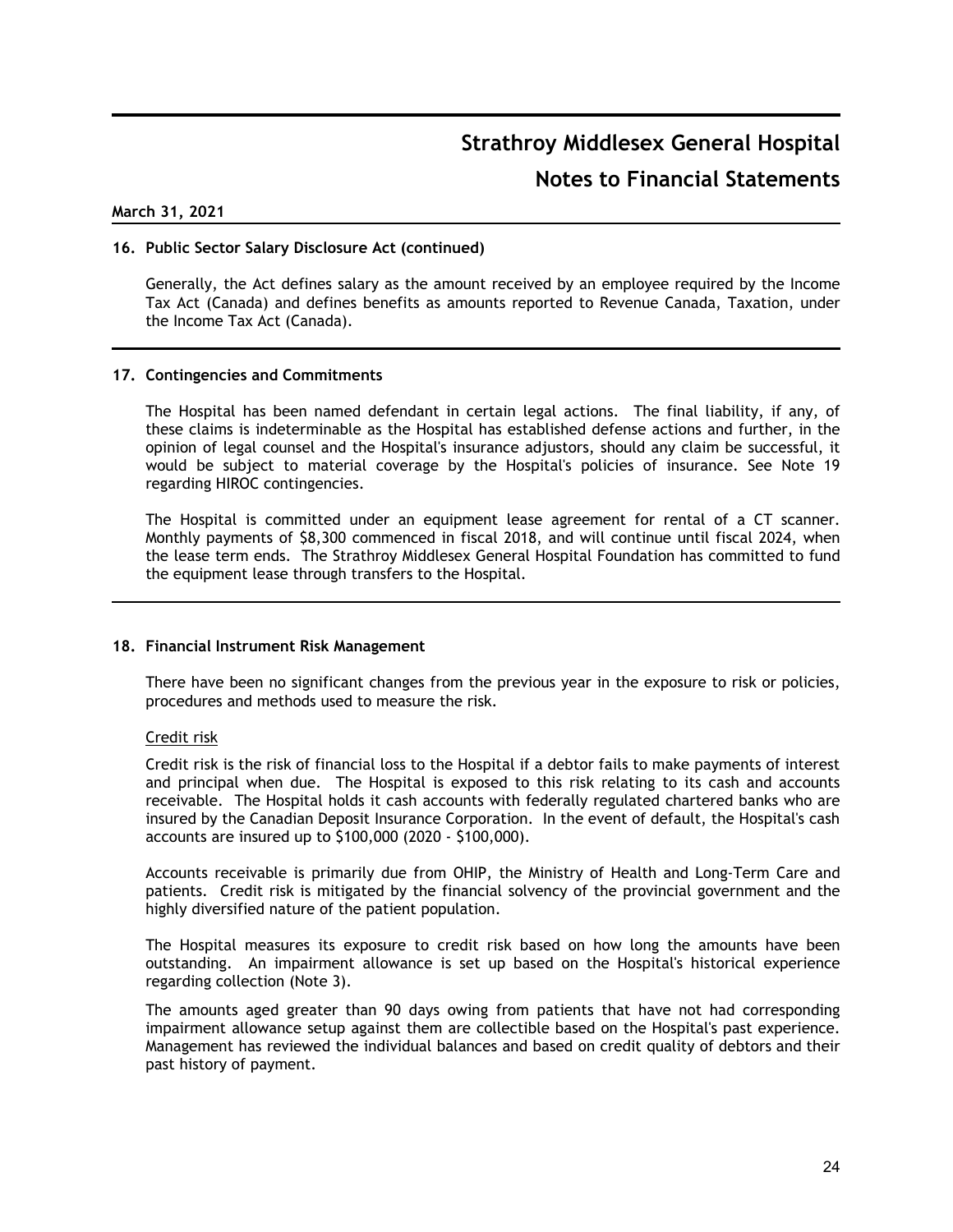**March 31, 2021**

**16. Public Sector Salary Disclosure Act (continued)**

Generally, the Act defines salary as the amount received by an employee required by the Income Tax Act (Canada) and defines benefits as amounts reported to Revenue Canada, Taxation, under the Income Tax Act (Canada).

**17. Contingencies and Commitments**

The Hospital has been named defendant in certain legal actions. The final liability, if any, of these claims is indeterminable as the Hospital has established defense actions and further, in the opinion of legal counsel and the Hospital's insurance adjustors, should any claim be successful, it would be subject to material coverage by the Hospital's policies of insurance. See Note 19 regarding HIROC contingencies.

The Hospital is committed under an equipment lease agreement for rental of a CT scanner. Monthly payments of $8,300 commenced in fiscal 2018, and will continue until fiscal 2024, when the lease term ends. The Strathroy Middlesex General Hospital Foundation has committed to fund the equipment lease through transfers to the Hospital.

**18. Financial Instrument Risk Management**

There have been no significant changes from the previous year in the exposure to risk or policies, procedures and methods used to measure the risk.

Credit risk

Credit risk is the risk of financial loss to the Hospital if a debtor fails to make payments of interest and principal when due. The Hospital is exposed to this risk relating to its cash and accounts receivable. The Hospital holds it cash accounts with federally regulated chartered banks who are insured by the Canadian Deposit Insurance Corporation. In the event of default, the Hospital's cash accounts are insured up to $100,000 (2020 - $100,000).

Accounts receivable is primarily due from OHIP, the Ministry of Health and Long-Term Care and patients. Credit risk is mitigated by the financial solvency of the provincial government and the highly diversified nature of the patient population.

The Hospital measures its exposure to credit risk based on how long the amounts have been outstanding. An impairment allowance is set up based on the Hospital's historical experience regarding collection (Note 3).

The amounts aged greater than 90 days owing from patients that have not had corresponding impairment allowance setup against them are collectible based on the Hospital's past experience. Management has reviewed the individual balances and based on credit quality of debtors and their past history of payment.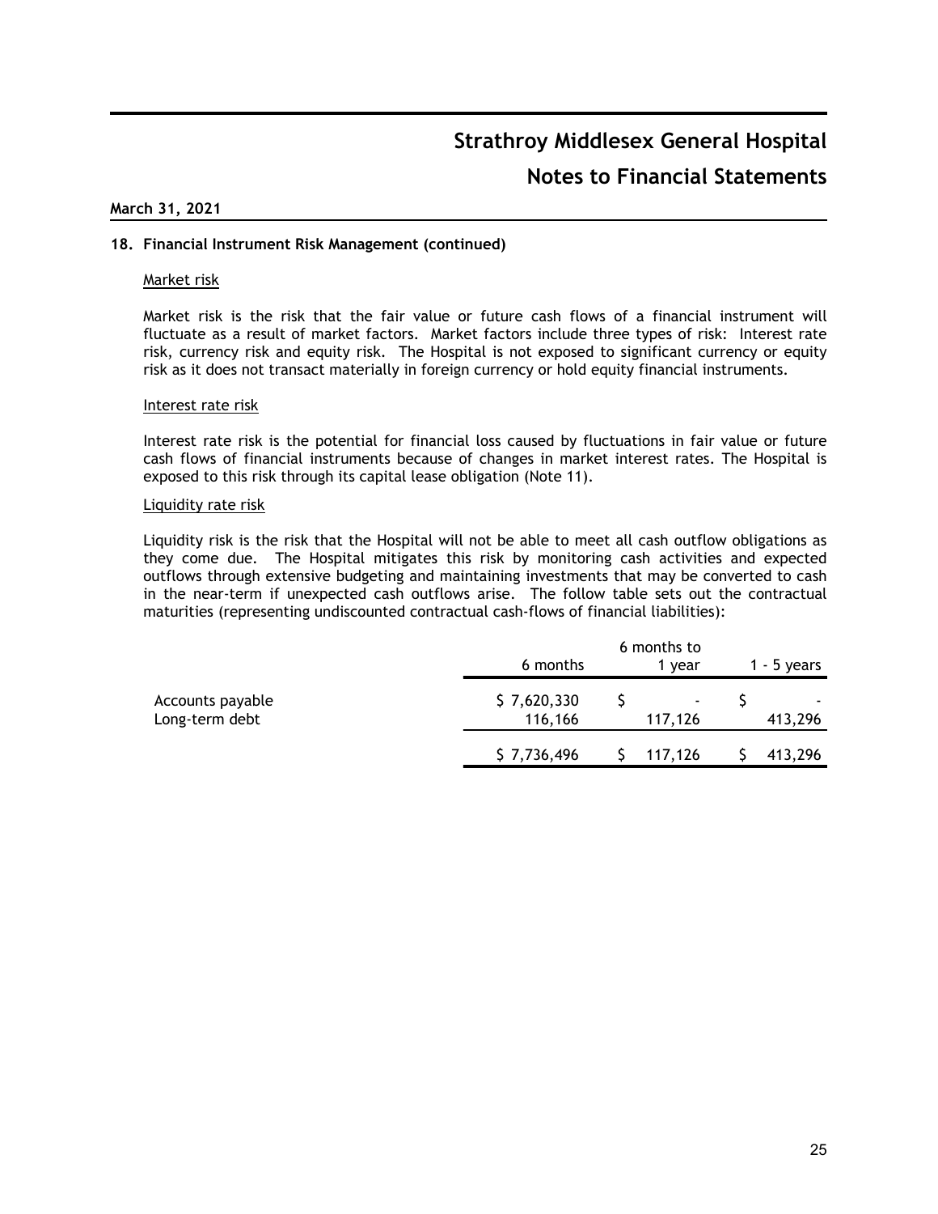# Strathroy Middlesex General Hospital

## Notes to Financial Statements

**March 31, 2021**

**18. Financial Instrument Risk Management (continued)**

Market risk

Market risk is the risk that the fair value or future cash flows of a financial instrument will fluctuate as a result of market factors. Market factors include three types of risk: Interest rate risk, currency risk and equity risk. The Hospital is not exposed to significant currency or equity risk as it does not transact materially in foreign currency or hold equity financial instruments.

Interest rate risk

Interest rate risk is the potential for financial loss caused by fluctuations in fair value or future cash flows of financial instruments because of changes in market interest rates. The Hospital is exposed to this risk through its capital lease obligation (Note 11).

Liquidity rate risk

Liquidity risk is the risk that the Hospital will not be able to meet all cash outflow obligations as they come due. The Hospital mitigates this risk by monitoring cash activities and expected outflows through extensive budgeting and maintaining investments that may be converted to cash in the near-term if unexpected cash outflows arise. The follow table sets out the contractual maturities (representing undiscounted contractual cash-flows of financial liabilities):

| | 6 months | 6 months to 1 year | 1 - 5 years |
|---|---|---|---|
| Accounts payable | $ 7,620,330 | $ - | $ - |
| Long-term debt | 116,166 | 117,126 | 413,296 |
| | $ 7,736,496 | $ 117,126 | $ 413,296 |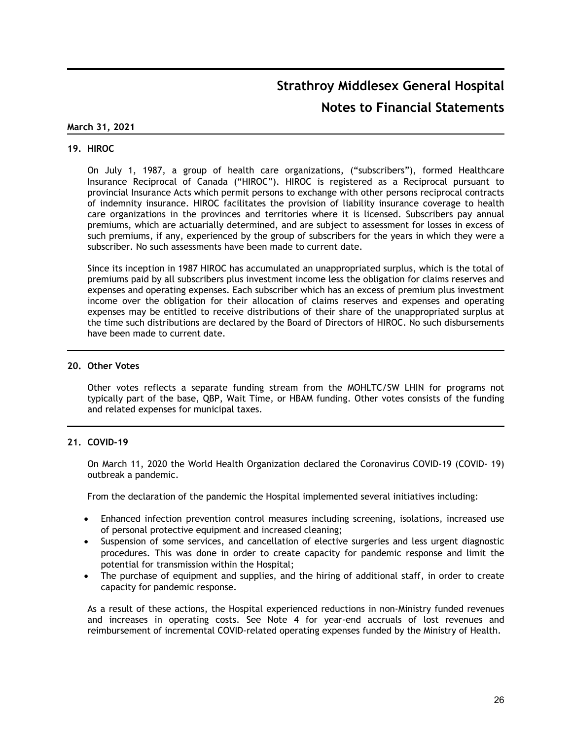# Strathroy Middlesex General Hospital

## Notes to Financial Statements

**March 31, 2021**

### 19. HIROC

On July 1, 1987, a group of health care organizations, ("subscribers"), formed Healthcare Insurance Reciprocal of Canada ("HIROC"). HIROC is registered as a Reciprocal pursuant to provincial Insurance Acts which permit persons to exchange with other persons reciprocal contracts of indemnity insurance. HIROC facilitates the provision of liability insurance coverage to health care organizations in the provinces and territories where it is licensed. Subscribers pay annual premiums, which are actuarially determined, and are subject to assessment for losses in excess of such premiums, if any, experienced by the group of subscribers for the years in which they were a subscriber. No such assessments have been made to current date.

Since its inception in 1987 HIROC has accumulated an unappropriated surplus, which is the total of premiums paid by all subscribers plus investment income less the obligation for claims reserves and expenses and operating expenses. Each subscriber which has an excess of premium plus investment income over the obligation for their allocation of claims reserves and expenses and operating expenses may be entitled to receive distributions of their share of the unappropriated surplus at the time such distributions are declared by the Board of Directors of HIROC. No such disbursements have been made to current date.

### 20. Other Votes

Other votes reflects a separate funding stream from the MOHLTC/SW LHIN for programs not typically part of the base, QBP, Wait Time, or HBAM funding. Other votes consists of the funding and related expenses for municipal taxes.

### 21. COVID-19

On March 11, 2020 the World Health Organization declared the Coronavirus COVID-19 (COVID- 19) outbreak a pandemic.

From the declaration of the pandemic the Hospital implemented several initiatives including:

- Enhanced infection prevention control measures including screening, isolations, increased use of personal protective equipment and increased cleaning;
- Suspension of some services, and cancellation of elective surgeries and less urgent diagnostic procedures. This was done in order to create capacity for pandemic response and limit the potential for transmission within the Hospital;
- The purchase of equipment and supplies, and the hiring of additional staff, in order to create capacity for pandemic response.

As a result of these actions, the Hospital experienced reductions in non-Ministry funded revenues and increases in operating costs. See Note 4 for year-end accruals of lost revenues and reimbursement of incremental COVID-related operating expenses funded by the Ministry of Health.